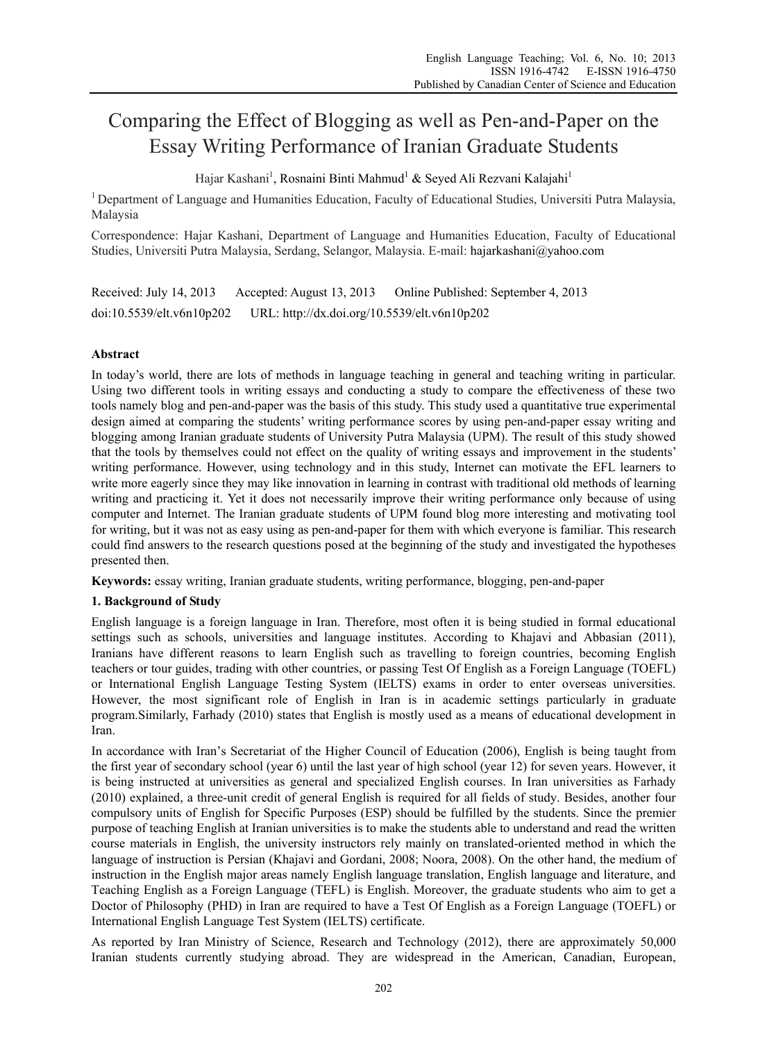# Comparing the Effect of Blogging as well as Pen-and-Paper on the Essay Writing Performance of Iranian Graduate Students

Hajar Kashani[1], Rosnaini Binti Mahmud[1] & Seyed Ali Rezvani Kalajahi[1]

[1] Department of Language and Humanities Education, Faculty of Educational Studies, Universiti Putra Malaysia, Malaysia

Correspondence: Hajar Kashani, Department of Language and Humanities Education, Faculty of Educational Studies, Universiti Putra Malaysia, Serdang, Selangor, Malaysia. E-mail: hajarkashani@yahoo.com

Received: July 14, 2013 Accepted: August 13, 2013 Online Published: September 4, 2013

doi:10.5539/elt.v6n10p202 URL: http://dx.doi.org/10.5539/elt.v6n10p202

## Abstract

In today's world, there are lots of methods in language teaching in general and teaching writing in particular. Using two different tools in writing essays and conducting a study to compare the effectiveness of these two tools namely blog and pen-and-paper was the basis of this study. This study used a quantitative true experimental design aimed at comparing the students' writing performance scores by using pen-and-paper essay writing and blogging among Iranian graduate students of University Putra Malaysia (UPM). The result of this study showed that the tools by themselves could not effect on the quality of writing essays and improvement in the students' writing performance. However, using technology and in this study, Internet can motivate the EFL learners to write more eagerly since they may like innovation in learning in contrast with traditional old methods of learning writing and practicing it. Yet it does not necessarily improve their writing performance only because of using computer and Internet. The Iranian graduate students of UPM found blog more interesting and motivating tool for writing, but it was not as easy using as pen-and-paper for them with which everyone is familiar. This research could find answers to the research questions posed at the beginning of the study and investigated the hypotheses presented then.

**Keywords:** essay writing, Iranian graduate students, writing performance, blogging, pen-and-paper

## 1. Background of Study

English language is a foreign language in Iran. Therefore, most often it is being studied in formal educational settings such as schools, universities and language institutes. According to Khajavi and Abbasian (2011), Iranians have different reasons to learn English such as travelling to foreign countries, becoming English teachers or tour guides, trading with other countries, or passing Test Of English as a Foreign Language (TOEFL) or International English Language Testing System (IELTS) exams in order to enter overseas universities. However, the most significant role of English in Iran is in academic settings particularly in graduate program.Similarly, Farhady (2010) states that English is mostly used as a means of educational development in Iran.

In accordance with Iran's Secretariat of the Higher Council of Education (2006), English is being taught from the first year of secondary school (year 6) until the last year of high school (year 12) for seven years. However, it is being instructed at universities as general and specialized English courses. In Iran universities as Farhady (2010) explained, a three-unit credit of general English is required for all fields of study. Besides, another four compulsory units of English for Specific Purposes (ESP) should be fulfilled by the students. Since the premier purpose of teaching English at Iranian universities is to make the students able to understand and read the written course materials in English, the university instructors rely mainly on translated-oriented method in which the language of instruction is Persian (Khajavi and Gordani, 2008; Noora, 2008). On the other hand, the medium of instruction in the English major areas namely English language translation, English language and literature, and Teaching English as a Foreign Language (TEFL) is English. Moreover, the graduate students who aim to get a Doctor of Philosophy (PHD) in Iran are required to have a Test Of English as a Foreign Language (TOEFL) or International English Language Test System (IELTS) certificate.

As reported by Iran Ministry of Science, Research and Technology (2012), there are approximately 50,000 Iranian students currently studying abroad. They are widespread in the American, Canadian, European,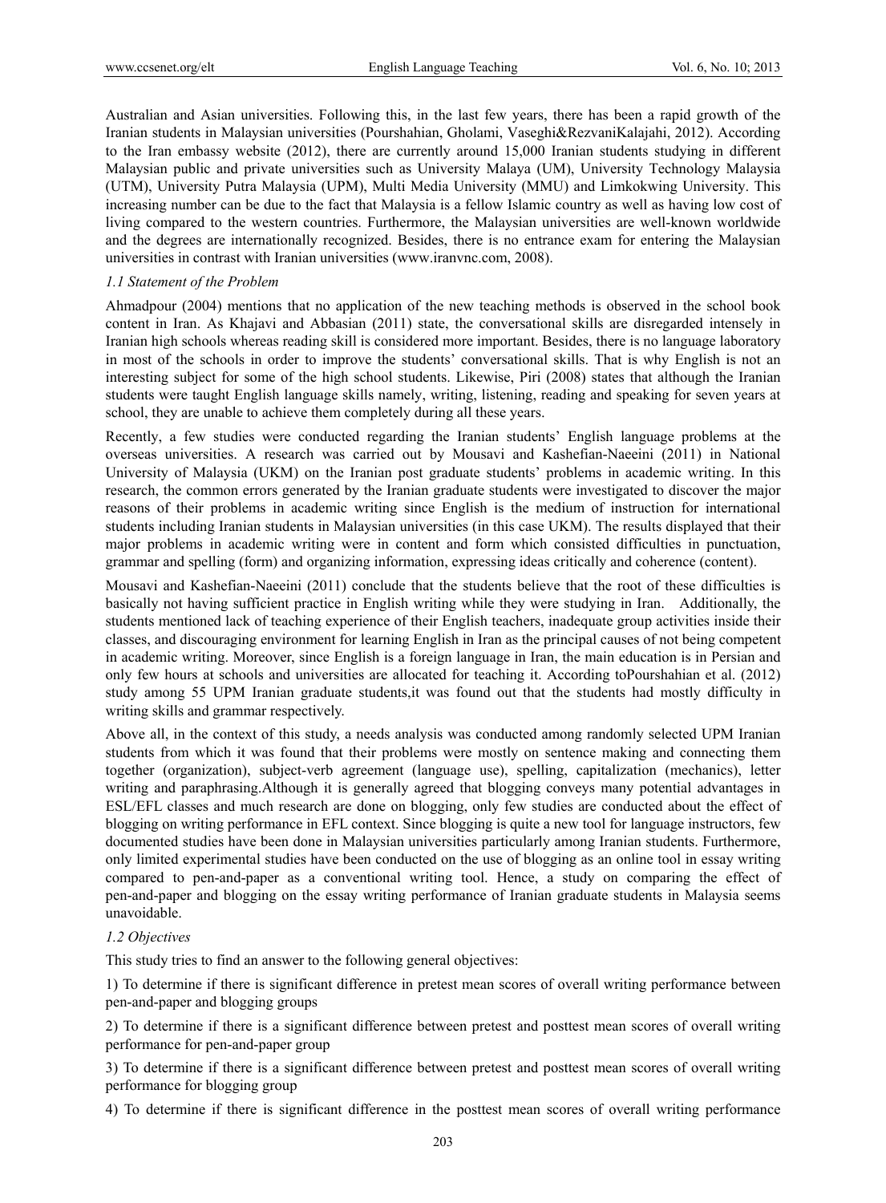Australian and Asian universities. Following this, in the last few years, there has been a rapid growth of the Iranian students in Malaysian universities (Pourshahian, Gholami, Vaseghi&RezvaniKalajahi, 2012). According to the Iran embassy website (2012), there are currently around 15,000 Iranian students studying in different Malaysian public and private universities such as University Malaya (UM), University Technology Malaysia (UTM), University Putra Malaysia (UPM), Multi Media University (MMU) and Limkokwing University. This increasing number can be due to the fact that Malaysia is a fellow Islamic country as well as having low cost of living compared to the western countries. Furthermore, the Malaysian universities are well-known worldwide and the degrees are internationally recognized. Besides, there is no entrance exam for entering the Malaysian universities in contrast with Iranian universities (www.iranvnc.com, 2008).

### *1.1 Statement of the Problem*

Ahmadpour (2004) mentions that no application of the new teaching methods is observed in the school book content in Iran. As Khajavi and Abbasian (2011) state, the conversational skills are disregarded intensely in Iranian high schools whereas reading skill is considered more important. Besides, there is no language laboratory in most of the schools in order to improve the students' conversational skills. That is why English is not an interesting subject for some of the high school students. Likewise, Piri (2008) states that although the Iranian students were taught English language skills namely, writing, listening, reading and speaking for seven years at school, they are unable to achieve them completely during all these years.

Recently, a few studies were conducted regarding the Iranian students' English language problems at the overseas universities. A research was carried out by Mousavi and Kashefian-Naeeini (2011) in National University of Malaysia (UKM) on the Iranian post graduate students' problems in academic writing. In this research, the common errors generated by the Iranian graduate students were investigated to discover the major reasons of their problems in academic writing since English is the medium of instruction for international students including Iranian students in Malaysian universities (in this case UKM). The results displayed that their major problems in academic writing were in content and form which consisted difficulties in punctuation, grammar and spelling (form) and organizing information, expressing ideas critically and coherence (content).

Mousavi and Kashefian-Naeeini (2011) conclude that the students believe that the root of these difficulties is basically not having sufficient practice in English writing while they were studying in Iran. Additionally, the students mentioned lack of teaching experience of their English teachers, inadequate group activities inside their classes, and discouraging environment for learning English in Iran as the principal causes of not being competent in academic writing. Moreover, since English is a foreign language in Iran, the main education is in Persian and only few hours at schools and universities are allocated for teaching it. According toPourshahian et al. (2012) study among 55 UPM Iranian graduate students,it was found out that the students had mostly difficulty in writing skills and grammar respectively.

Above all, in the context of this study, a needs analysis was conducted among randomly selected UPM Iranian students from which it was found that their problems were mostly on sentence making and connecting them together (organization), subject-verb agreement (language use), spelling, capitalization (mechanics), letter writing and paraphrasing.Although it is generally agreed that blogging conveys many potential advantages in ESL/EFL classes and much research are done on blogging, only few studies are conducted about the effect of blogging on writing performance in EFL context. Since blogging is quite a new tool for language instructors, few documented studies have been done in Malaysian universities particularly among Iranian students. Furthermore, only limited experimental studies have been conducted on the use of blogging as an online tool in essay writing compared to pen-and-paper as a conventional writing tool. Hence, a study on comparing the effect of pen-and-paper and blogging on the essay writing performance of Iranian graduate students in Malaysia seems unavoidable.

### *1.2 Objectives*

This study tries to find an answer to the following general objectives:

1) To determine if there is significant difference in pretest mean scores of overall writing performance between pen-and-paper and blogging groups

2) To determine if there is a significant difference between pretest and posttest mean scores of overall writing performance for pen-and-paper group

3) To determine if there is a significant difference between pretest and posttest mean scores of overall writing performance for blogging group

4) To determine if there is significant difference in the posttest mean scores of overall writing performance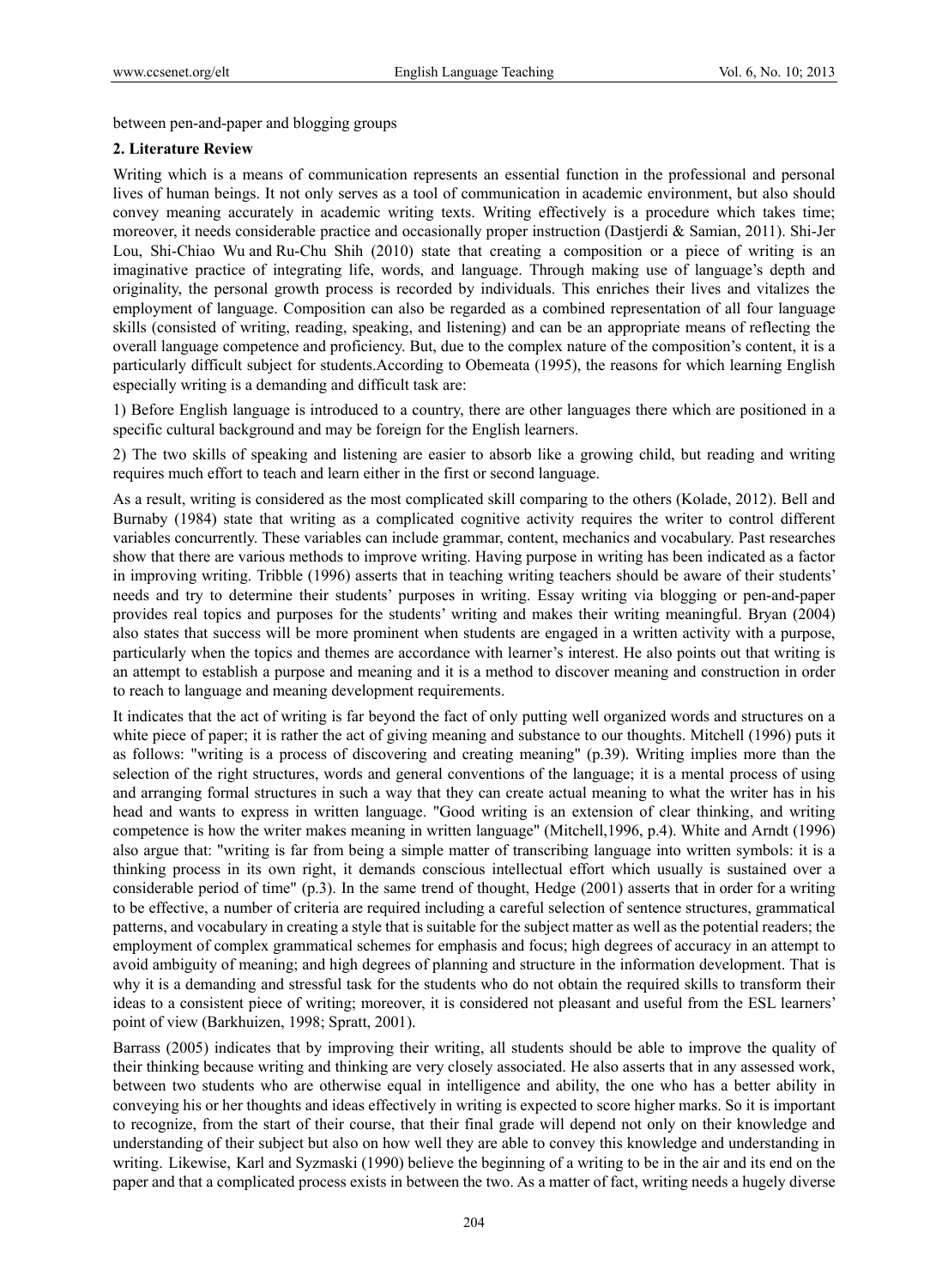between pen-and-paper and blogging groups

## 2. Literature Review

Writing which is a means of communication represents an essential function in the professional and personal lives of human beings. It not only serves as a tool of communication in academic environment, but also should convey meaning accurately in academic writing texts. Writing effectively is a procedure which takes time; moreover, it needs considerable practice and occasionally proper instruction (Dastjerdi & Samian, 2011). Shi-Jer Lou, Shi-Chiao Wu and Ru-Chu Shih (2010) state that creating a composition or a piece of writing is an imaginative practice of integrating life, words, and language. Through making use of language's depth and originality, the personal growth process is recorded by individuals. This enriches their lives and vitalizes the employment of language. Composition can also be regarded as a combined representation of all four language skills (consisted of writing, reading, speaking, and listening) and can be an appropriate means of reflecting the overall language competence and proficiency. But, due to the complex nature of the composition's content, it is a particularly difficult subject for students.According to Obemeata (1995), the reasons for which learning English especially writing is a demanding and difficult task are:

1) Before English language is introduced to a country, there are other languages there which are positioned in a specific cultural background and may be foreign for the English learners.

2) The two skills of speaking and listening are easier to absorb like a growing child, but reading and writing requires much effort to teach and learn either in the first or second language.

As a result, writing is considered as the most complicated skill comparing to the others (Kolade, 2012). Bell and Burnaby (1984) state that writing as a complicated cognitive activity requires the writer to control different variables concurrently. These variables can include grammar, content, mechanics and vocabulary. Past researches show that there are various methods to improve writing. Having purpose in writing has been indicated as a factor in improving writing. Tribble (1996) asserts that in teaching writing teachers should be aware of their students' needs and try to determine their students' purposes in writing. Essay writing via blogging or pen-and-paper provides real topics and purposes for the students' writing and makes their writing meaningful. Bryan (2004) also states that success will be more prominent when students are engaged in a written activity with a purpose, particularly when the topics and themes are accordance with learner's interest. He also points out that writing is an attempt to establish a purpose and meaning and it is a method to discover meaning and construction in order to reach to language and meaning development requirements.

It indicates that the act of writing is far beyond the fact of only putting well organized words and structures on a white piece of paper; it is rather the act of giving meaning and substance to our thoughts. Mitchell (1996) puts it as follows: "writing is a process of discovering and creating meaning" (p.39). Writing implies more than the selection of the right structures, words and general conventions of the language; it is a mental process of using and arranging formal structures in such a way that they can create actual meaning to what the writer has in his head and wants to express in written language. "Good writing is an extension of clear thinking, and writing competence is how the writer makes meaning in written language" (Mitchell,1996, p.4). White and Arndt (1996) also argue that: "writing is far from being a simple matter of transcribing language into written symbols: it is a thinking process in its own right, it demands conscious intellectual effort which usually is sustained over a considerable period of time" (p.3). In the same trend of thought, Hedge (2001) asserts that in order for a writing to be effective, a number of criteria are required including a careful selection of sentence structures, grammatical patterns, and vocabulary in creating a style that is suitable for the subject matter as well as the potential readers; the employment of complex grammatical schemes for emphasis and focus; high degrees of accuracy in an attempt to avoid ambiguity of meaning; and high degrees of planning and structure in the information development. That is why it is a demanding and stressful task for the students who do not obtain the required skills to transform their ideas to a consistent piece of writing; moreover, it is considered not pleasant and useful from the ESL learners' point of view (Barkhuizen, 1998; Spratt, 2001).

Barrass (2005) indicates that by improving their writing, all students should be able to improve the quality of their thinking because writing and thinking are very closely associated. He also asserts that in any assessed work, between two students who are otherwise equal in intelligence and ability, the one who has a better ability in conveying his or her thoughts and ideas effectively in writing is expected to score higher marks. So it is important to recognize, from the start of their course, that their final grade will depend not only on their knowledge and understanding of their subject but also on how well they are able to convey this knowledge and understanding in writing. Likewise, Karl and Syzmaski (1990) believe the beginning of a writing to be in the air and its end on the paper and that a complicated process exists in between the two. As a matter of fact, writing needs a hugely diverse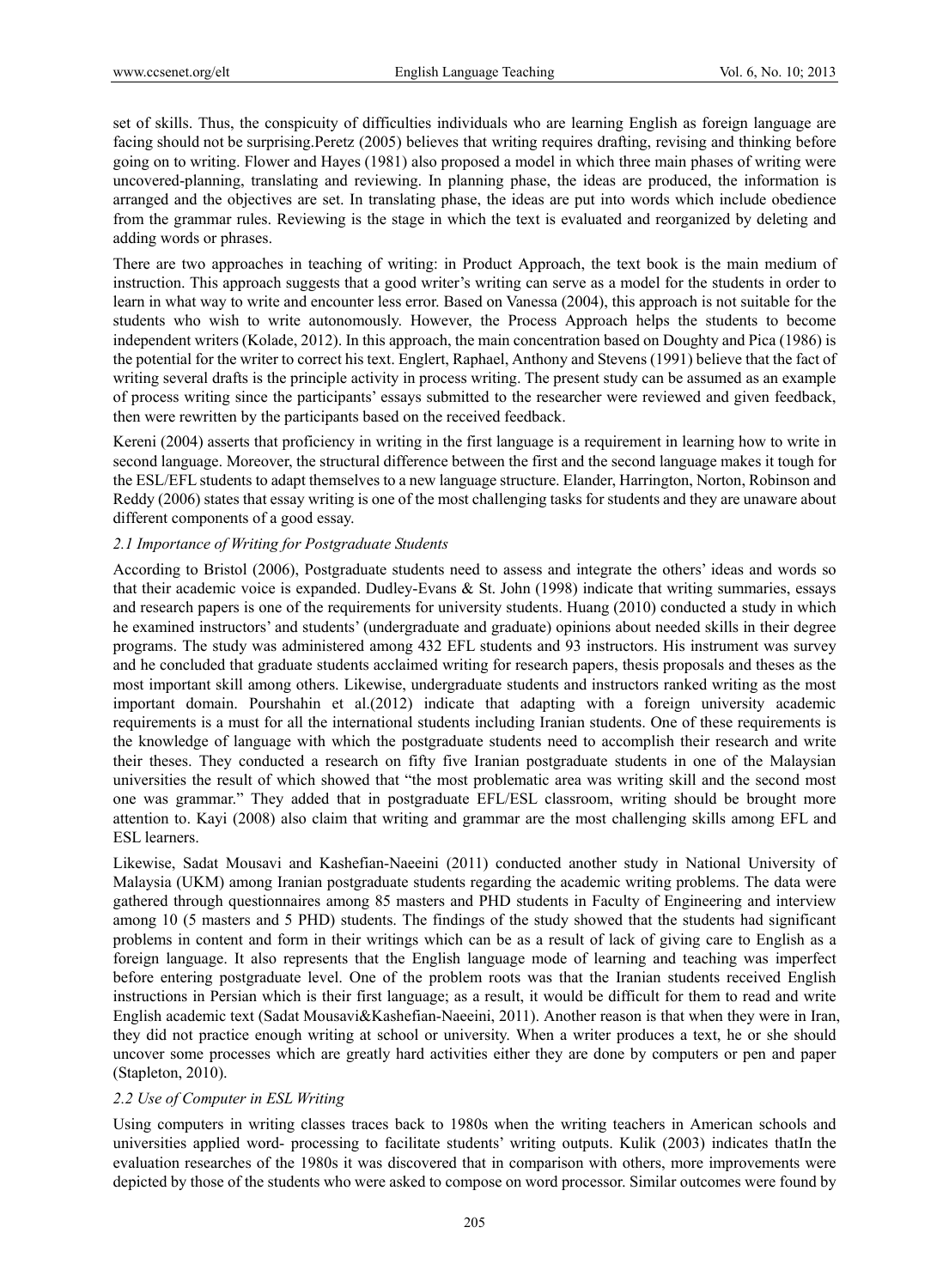set of skills. Thus, the conspicuity of difficulties individuals who are learning English as foreign language are facing should not be surprising.Peretz (2005) believes that writing requires drafting, revising and thinking before going on to writing. Flower and Hayes (1981) also proposed a model in which three main phases of writing were uncovered-planning, translating and reviewing. In planning phase, the ideas are produced, the information is arranged and the objectives are set. In translating phase, the ideas are put into words which include obedience from the grammar rules. Reviewing is the stage in which the text is evaluated and reorganized by deleting and adding words or phrases.

There are two approaches in teaching of writing: in Product Approach, the text book is the main medium of instruction. This approach suggests that a good writer's writing can serve as a model for the students in order to learn in what way to write and encounter less error. Based on Vanessa (2004), this approach is not suitable for the students who wish to write autonomously. However, the Process Approach helps the students to become independent writers (Kolade, 2012). In this approach, the main concentration based on Doughty and Pica (1986) is the potential for the writer to correct his text. Englert, Raphael, Anthony and Stevens (1991) believe that the fact of writing several drafts is the principle activity in process writing. The present study can be assumed as an example of process writing since the participants' essays submitted to the researcher were reviewed and given feedback, then were rewritten by the participants based on the received feedback.

Kereni (2004) asserts that proficiency in writing in the first language is a requirement in learning how to write in second language. Moreover, the structural difference between the first and the second language makes it tough for the ESL/EFL students to adapt themselves to a new language structure. Elander, Harrington, Norton, Robinson and Reddy (2006) states that essay writing is one of the most challenging tasks for students and they are unaware about different components of a good essay.

### *2.1 Importance of Writing for Postgraduate Students*

According to Bristol (2006), Postgraduate students need to assess and integrate the others' ideas and words so that their academic voice is expanded. Dudley-Evans & St. John (1998) indicate that writing summaries, essays and research papers is one of the requirements for university students. Huang (2010) conducted a study in which he examined instructors' and students' (undergraduate and graduate) opinions about needed skills in their degree programs. The study was administered among 432 EFL students and 93 instructors. His instrument was survey and he concluded that graduate students acclaimed writing for research papers, thesis proposals and theses as the most important skill among others. Likewise, undergraduate students and instructors ranked writing as the most important domain. Pourshahin et al.(2012) indicate that adapting with a foreign university academic requirements is a must for all the international students including Iranian students. One of these requirements is the knowledge of language with which the postgraduate students need to accomplish their research and write their theses. They conducted a research on fifty five Iranian postgraduate students in one of the Malaysian universities the result of which showed that "the most problematic area was writing skill and the second most one was grammar." They added that in postgraduate EFL/ESL classroom, writing should be brought more attention to. Kayi (2008) also claim that writing and grammar are the most challenging skills among EFL and ESL learners.

Likewise, Sadat Mousavi and Kashefian-Naeeini (2011) conducted another study in National University of Malaysia (UKM) among Iranian postgraduate students regarding the academic writing problems. The data were gathered through questionnaires among 85 masters and PHD students in Faculty of Engineering and interview among 10 (5 masters and 5 PHD) students. The findings of the study showed that the students had significant problems in content and form in their writings which can be as a result of lack of giving care to English as a foreign language. It also represents that the English language mode of learning and teaching was imperfect before entering postgraduate level. One of the problem roots was that the Iranian students received English instructions in Persian which is their first language; as a result, it would be difficult for them to read and write English academic text (Sadat Mousavi&Kashefian-Naeeini, 2011). Another reason is that when they were in Iran, they did not practice enough writing at school or university. When a writer produces a text, he or she should uncover some processes which are greatly hard activities either they are done by computers or pen and paper (Stapleton, 2010).

### *2.2 Use of Computer in ESL Writing*

Using computers in writing classes traces back to 1980s when the writing teachers in American schools and universities applied word- processing to facilitate students' writing outputs. Kulik (2003) indicates thatIn the evaluation researches of the 1980s it was discovered that in comparison with others, more improvements were depicted by those of the students who were asked to compose on word processor. Similar outcomes were found by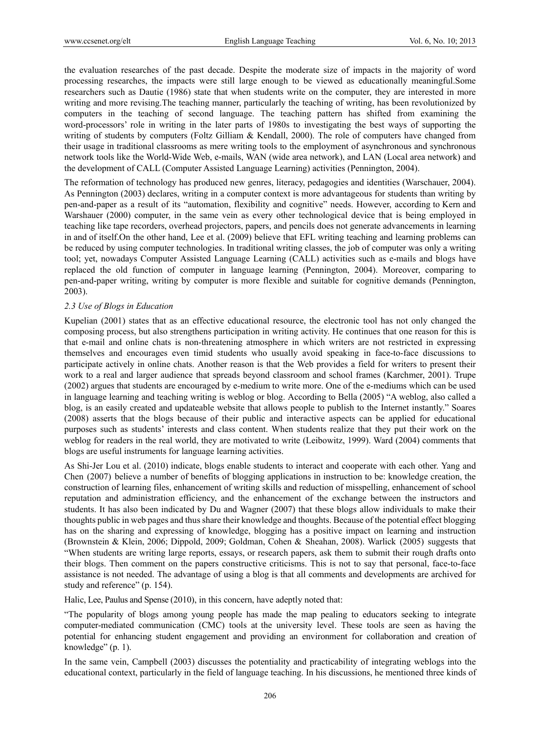the evaluation researches of the past decade. Despite the moderate size of impacts in the majority of word processing researches, the impacts were still large enough to be viewed as educationally meaningful.Some researchers such as Dautie (1986) state that when students write on the computer, they are interested in more writing and more revising.The teaching manner, particularly the teaching of writing, has been revolutionized by computers in the teaching of second language. The teaching pattern has shifted from examining the word-processors' role in writing in the later parts of 1980s to investigating the best ways of supporting the writing of students by computers (Foltz Gilliam & Kendall, 2000). The role of computers have changed from their usage in traditional classrooms as mere writing tools to the employment of asynchronous and synchronous network tools like the World-Wide Web, e-mails, WAN (wide area network), and LAN (Local area network) and the development of CALL (Computer Assisted Language Learning) activities (Pennington, 2004).

The reformation of technology has produced new genres, literacy, pedagogies and identities (Warschauer, 2004). As Pennington (2003) declares, writing in a computer context is more advantageous for students than writing by pen-and-paper as a result of its "automation, flexibility and cognitive" needs. However, according to Kern and Warshauer (2000) computer, in the same vein as every other technological device that is being employed in teaching like tape recorders, overhead projectors, papers, and pencils does not generate advancements in learning in and of itself.On the other hand, Lee et al. (2009) believe that EFL writing teaching and learning problems can be reduced by using computer technologies. In traditional writing classes, the job of computer was only a writing tool; yet, nowadays Computer Assisted Language Learning (CALL) activities such as e-mails and blogs have replaced the old function of computer in language learning (Pennington, 2004). Moreover, comparing to pen-and-paper writing, writing by computer is more flexible and suitable for cognitive demands (Pennington, 2003).

### *2.3 Use of Blogs in Education*

Kupelian (2001) states that as an effective educational resource, the electronic tool has not only changed the composing process, but also strengthens participation in writing activity. He continues that one reason for this is that e-mail and online chats is non-threatening atmosphere in which writers are not restricted in expressing themselves and encourages even timid students who usually avoid speaking in face-to-face discussions to participate actively in online chats. Another reason is that the Web provides a field for writers to present their work to a real and larger audience that spreads beyond classroom and school frames (Karchmer, 2001). Trupe (2002) argues that students are encouraged by e-medium to write more. One of the e-mediums which can be used in language learning and teaching writing is weblog or blog. According to Bella (2005) "A weblog, also called a blog, is an easily created and updateable website that allows people to publish to the Internet instantly." Soares (2008) asserts that the blogs because of their public and interactive aspects can be applied for educational purposes such as students' interests and class content. When students realize that they put their work on the weblog for readers in the real world, they are motivated to write (Leibowitz, 1999). Ward (2004) comments that blogs are useful instruments for language learning activities.

As Shi-Jer Lou et al. (2010) indicate, blogs enable students to interact and cooperate with each other. Yang and Chen (2007) believe a number of benefits of blogging applications in instruction to be: knowledge creation, the construction of learning files, enhancement of writing skills and reduction of misspelling, enhancement of school reputation and administration efficiency, and the enhancement of the exchange between the instructors and students. It has also been indicated by Du and Wagner (2007) that these blogs allow individuals to make their thoughts public in web pages and thus share their knowledge and thoughts. Because of the potential effect blogging has on the sharing and expressing of knowledge, blogging has a positive impact on learning and instruction (Brownstein & Klein, 2006; Dippold, 2009; Goldman, Cohen & Sheahan, 2008). Warlick (2005) suggests that "When students are writing large reports, essays, or research papers, ask them to submit their rough drafts onto their blogs. Then comment on the papers constructive criticisms. This is not to say that personal, face-to-face assistance is not needed. The advantage of using a blog is that all comments and developments are archived for study and reference" (p. 154).

Halic, Lee, Paulus and Spense (2010), in this concern, have adeptly noted that:

"The popularity of blogs among young people has made the map pealing to educators seeking to integrate computer-mediated communication (CMC) tools at the university level. These tools are seen as having the potential for enhancing student engagement and providing an environment for collaboration and creation of knowledge" (p. 1).

In the same vein, Campbell (2003) discusses the potentiality and practicability of integrating weblogs into the educational context, particularly in the field of language teaching. In his discussions, he mentioned three kinds of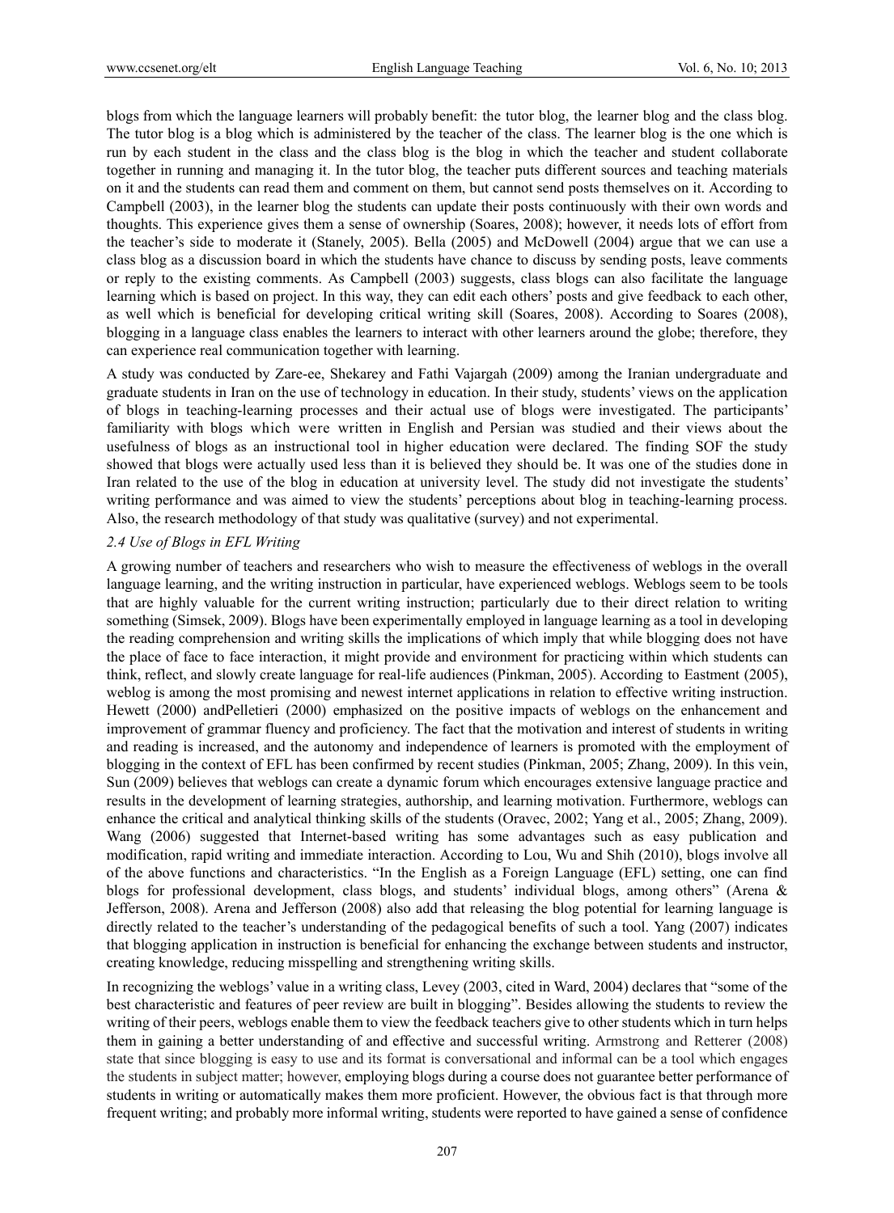blogs from which the language learners will probably benefit: the tutor blog, the learner blog and the class blog. The tutor blog is a blog which is administered by the teacher of the class. The learner blog is the one which is run by each student in the class and the class blog is the blog in which the teacher and student collaborate together in running and managing it. In the tutor blog, the teacher puts different sources and teaching materials on it and the students can read them and comment on them, but cannot send posts themselves on it. According to Campbell (2003), in the learner blog the students can update their posts continuously with their own words and thoughts. This experience gives them a sense of ownership (Soares, 2008); however, it needs lots of effort from the teacher's side to moderate it (Stanely, 2005). Bella (2005) and McDowell (2004) argue that we can use a class blog as a discussion board in which the students have chance to discuss by sending posts, leave comments or reply to the existing comments. As Campbell (2003) suggests, class blogs can also facilitate the language learning which is based on project. In this way, they can edit each others' posts and give feedback to each other, as well which is beneficial for developing critical writing skill (Soares, 2008). According to Soares (2008), blogging in a language class enables the learners to interact with other learners around the globe; therefore, they can experience real communication together with learning.

A study was conducted by Zare-ee, Shekarey and Fathi Vajargah (2009) among the Iranian undergraduate and graduate students in Iran on the use of technology in education. In their study, students' views on the application of blogs in teaching-learning processes and their actual use of blogs were investigated. The participants' familiarity with blogs which were written in English and Persian was studied and their views about the usefulness of blogs as an instructional tool in higher education were declared. The finding SOF the study showed that blogs were actually used less than it is believed they should be. It was one of the studies done in Iran related to the use of the blog in education at university level. The study did not investigate the students' writing performance and was aimed to view the students' perceptions about blog in teaching-learning process. Also, the research methodology of that study was qualitative (survey) and not experimental.

### *2.4 Use of Blogs in EFL Writing*

A growing number of teachers and researchers who wish to measure the effectiveness of weblogs in the overall language learning, and the writing instruction in particular, have experienced weblogs. Weblogs seem to be tools that are highly valuable for the current writing instruction; particularly due to their direct relation to writing something (Simsek, 2009). Blogs have been experimentally employed in language learning as a tool in developing the reading comprehension and writing skills the implications of which imply that while blogging does not have the place of face to face interaction, it might provide and environment for practicing within which students can think, reflect, and slowly create language for real-life audiences (Pinkman, 2005). According to Eastment (2005), weblog is among the most promising and newest internet applications in relation to effective writing instruction. Hewett (2000) andPelletieri (2000) emphasized on the positive impacts of weblogs on the enhancement and improvement of grammar fluency and proficiency. The fact that the motivation and interest of students in writing and reading is increased, and the autonomy and independence of learners is promoted with the employment of blogging in the context of EFL has been confirmed by recent studies (Pinkman, 2005; Zhang, 2009). In this vein, Sun (2009) believes that weblogs can create a dynamic forum which encourages extensive language practice and results in the development of learning strategies, authorship, and learning motivation. Furthermore, weblogs can enhance the critical and analytical thinking skills of the students (Oravec, 2002; Yang et al., 2005; Zhang, 2009). Wang (2006) suggested that Internet-based writing has some advantages such as easy publication and modification, rapid writing and immediate interaction. According to Lou, Wu and Shih (2010), blogs involve all of the above functions and characteristics. "In the English as a Foreign Language (EFL) setting, one can find blogs for professional development, class blogs, and students' individual blogs, among others" (Arena & Jefferson, 2008). Arena and Jefferson (2008) also add that releasing the blog potential for learning language is directly related to the teacher's understanding of the pedagogical benefits of such a tool. Yang (2007) indicates that blogging application in instruction is beneficial for enhancing the exchange between students and instructor, creating knowledge, reducing misspelling and strengthening writing skills.

In recognizing the weblogs' value in a writing class, Levey (2003, cited in Ward, 2004) declares that "some of the best characteristic and features of peer review are built in blogging". Besides allowing the students to review the writing of their peers, weblogs enable them to view the feedback teachers give to other students which in turn helps them in gaining a better understanding of and effective and successful writing. Armstrong and Retterer (2008) state that since blogging is easy to use and its format is conversational and informal can be a tool which engages the students in subject matter; however, employing blogs during a course does not guarantee better performance of students in writing or automatically makes them more proficient. However, the obvious fact is that through more frequent writing; and probably more informal writing, students were reported to have gained a sense of confidence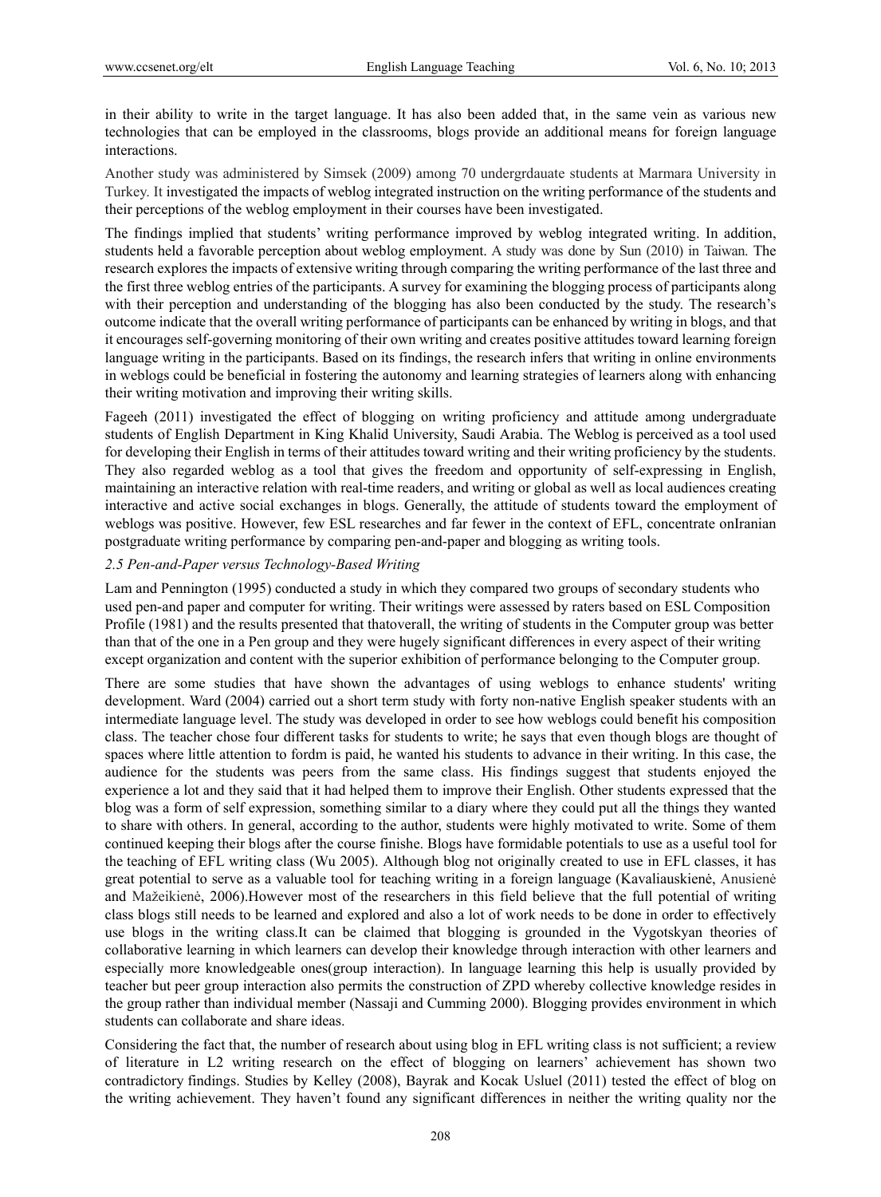in their ability to write in the target language. It has also been added that, in the same vein as various new technologies that can be employed in the classrooms, blogs provide an additional means for foreign language interactions.

Another study was administered by Simsek (2009) among 70 undergrdauate students at Marmara University in Turkey. It investigated the impacts of weblog integrated instruction on the writing performance of the students and their perceptions of the weblog employment in their courses have been investigated.

The findings implied that students' writing performance improved by weblog integrated writing. In addition, students held a favorable perception about weblog employment. A study was done by Sun (2010) in Taiwan. The research explores the impacts of extensive writing through comparing the writing performance of the last three and the first three weblog entries of the participants. A survey for examining the blogging process of participants along with their perception and understanding of the blogging has also been conducted by the study. The research's outcome indicate that the overall writing performance of participants can be enhanced by writing in blogs, and that it encourages self-governing monitoring of their own writing and creates positive attitudes toward learning foreign language writing in the participants. Based on its findings, the research infers that writing in online environments in weblogs could be beneficial in fostering the autonomy and learning strategies of learners along with enhancing their writing motivation and improving their writing skills.

Fageeh (2011) investigated the effect of blogging on writing proficiency and attitude among undergraduate students of English Department in King Khalid University, Saudi Arabia. The Weblog is perceived as a tool used for developing their English in terms of their attitudes toward writing and their writing proficiency by the students. They also regarded weblog as a tool that gives the freedom and opportunity of self-expressing in English, maintaining an interactive relation with real-time readers, and writing or global as well as local audiences creating interactive and active social exchanges in blogs. Generally, the attitude of students toward the employment of weblogs was positive. However, few ESL researches and far fewer in the context of EFL, concentrate onIranian postgraduate writing performance by comparing pen-and-paper and blogging as writing tools.

*2.5 Pen-and-Paper versus Technology-Based Writing*

Lam and Pennington (1995) conducted a study in which they compared two groups of secondary students who used pen-and paper and computer for writing. Their writings were assessed by raters based on ESL Composition Profile (1981) and the results presented that thatoverall, the writing of students in the Computer group was better than that of the one in a Pen group and they were hugely significant differences in every aspect of their writing except organization and content with the superior exhibition of performance belonging to the Computer group.

There are some studies that have shown the advantages of using weblogs to enhance students' writing development. Ward (2004) carried out a short term study with forty non-native English speaker students with an intermediate language level. The study was developed in order to see how weblogs could benefit his composition class. The teacher chose four different tasks for students to write; he says that even though blogs are thought of spaces where little attention to fordm is paid, he wanted his students to advance in their writing. In this case, the audience for the students was peers from the same class. His findings suggest that students enjoyed the experience a lot and they said that it had helped them to improve their English. Other students expressed that the blog was a form of self expression, something similar to a diary where they could put all the things they wanted to share with others. In general, according to the author, students were highly motivated to write. Some of them continued keeping their blogs after the course finishe. Blogs have formidable potentials to use as a useful tool for the teaching of EFL writing class (Wu 2005). Although blog not originally created to use in EFL classes, it has great potential to serve as a valuable tool for teaching writing in a foreign language (Kavaliauskienė, Anusienė and Mažeikienė, 2006).However most of the researchers in this field believe that the full potential of writing class blogs still needs to be learned and explored and also a lot of work needs to be done in order to effectively use blogs in the writing class.It can be claimed that blogging is grounded in the Vygotskyan theories of collaborative learning in which learners can develop their knowledge through interaction with other learners and especially more knowledgeable ones(group interaction). In language learning this help is usually provided by teacher but peer group interaction also permits the construction of ZPD whereby collective knowledge resides in the group rather than individual member (Nassaji and Cumming 2000). Blogging provides environment in which students can collaborate and share ideas.

Considering the fact that, the number of research about using blog in EFL writing class is not sufficient; a review of literature in L2 writing research on the effect of blogging on learners' achievement has shown two contradictory findings. Studies by Kelley (2008), Bayrak and Kocak Usluel (2011) tested the effect of blog on the writing achievement. They haven't found any significant differences in neither the writing quality nor the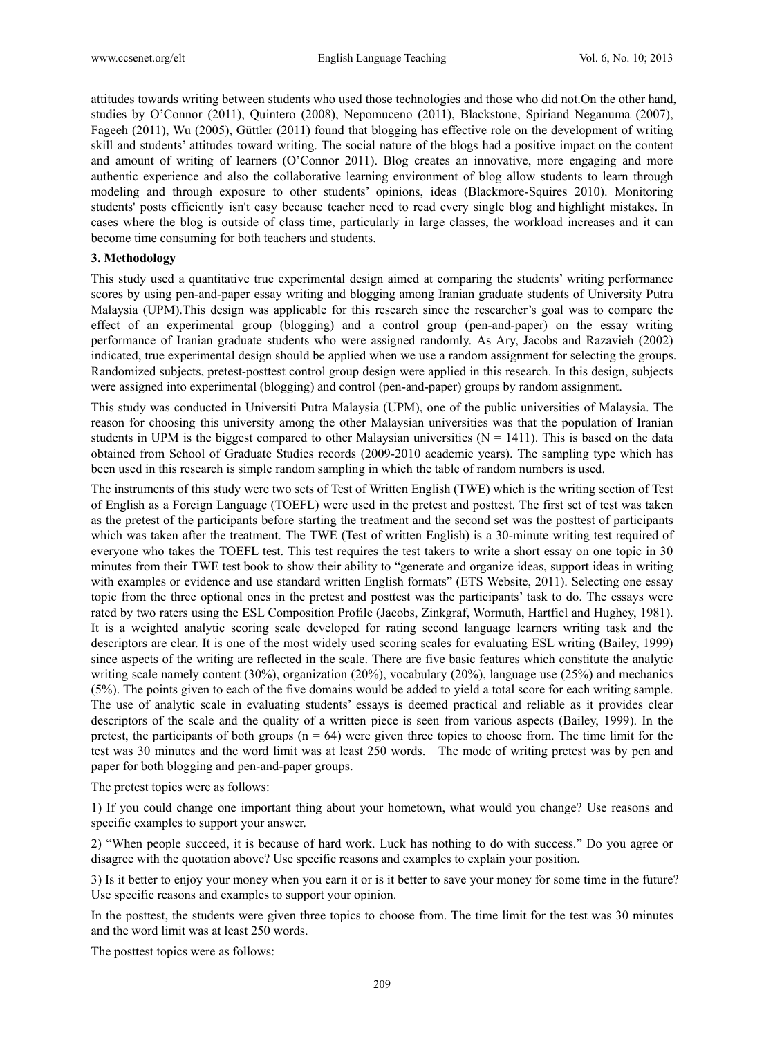attitudes towards writing between students who used those technologies and those who did not.On the other hand, studies by O'Connor (2011), Quintero (2008), Nepomuceno (2011), Blackstone, Spiriand Neganuma (2007), Fageeh (2011), Wu (2005), Güttler (2011) found that blogging has effective role on the development of writing skill and students' attitudes toward writing. The social nature of the blogs had a positive impact on the content and amount of writing of learners (O'Connor 2011). Blog creates an innovative, more engaging and more authentic experience and also the collaborative learning environment of blog allow students to learn through modeling and through exposure to other students' opinions, ideas (Blackmore-Squires 2010). Monitoring students' posts efficiently isn't easy because teacher need to read every single blog and highlight mistakes. In cases where the blog is outside of class time, particularly in large classes, the workload increases and it can become time consuming for both teachers and students.

## 3. Methodology

This study used a quantitative true experimental design aimed at comparing the students' writing performance scores by using pen-and-paper essay writing and blogging among Iranian graduate students of University Putra Malaysia (UPM).This design was applicable for this research since the researcher's goal was to compare the effect of an experimental group (blogging) and a control group (pen-and-paper) on the essay writing performance of Iranian graduate students who were assigned randomly. As Ary, Jacobs and Razavieh (2002) indicated, true experimental design should be applied when we use a random assignment for selecting the groups. Randomized subjects, pretest-posttest control group design were applied in this research. In this design, subjects were assigned into experimental (blogging) and control (pen-and-paper) groups by random assignment.

This study was conducted in Universiti Putra Malaysia (UPM), one of the public universities of Malaysia. The reason for choosing this university among the other Malaysian universities was that the population of Iranian students in UPM is the biggest compared to other Malaysian universities (N = 1411). This is based on the data obtained from School of Graduate Studies records (2009-2010 academic years). The sampling type which has been used in this research is simple random sampling in which the table of random numbers is used.

The instruments of this study were two sets of Test of Written English (TWE) which is the writing section of Test of English as a Foreign Language (TOEFL) were used in the pretest and posttest. The first set of test was taken as the pretest of the participants before starting the treatment and the second set was the posttest of participants which was taken after the treatment. The TWE (Test of written English) is a 30-minute writing test required of everyone who takes the TOEFL test. This test requires the test takers to write a short essay on one topic in 30 minutes from their TWE test book to show their ability to "generate and organize ideas, support ideas in writing with examples or evidence and use standard written English formats" (ETS Website, 2011). Selecting one essay topic from the three optional ones in the pretest and posttest was the participants' task to do. The essays were rated by two raters using the ESL Composition Profile (Jacobs, Zinkgraf, Wormuth, Hartfiel and Hughey, 1981). It is a weighted analytic scoring scale developed for rating second language learners writing task and the descriptors are clear. It is one of the most widely used scoring scales for evaluating ESL writing (Bailey, 1999) since aspects of the writing are reflected in the scale. There are five basic features which constitute the analytic writing scale namely content (30%), organization (20%), vocabulary (20%), language use (25%) and mechanics (5%). The points given to each of the five domains would be added to yield a total score for each writing sample. The use of analytic scale in evaluating students' essays is deemed practical and reliable as it provides clear descriptors of the scale and the quality of a written piece is seen from various aspects (Bailey, 1999). In the pretest, the participants of both groups (n = 64) were given three topics to choose from. The time limit for the test was 30 minutes and the word limit was at least 250 words. The mode of writing pretest was by pen and paper for both blogging and pen-and-paper groups.

The pretest topics were as follows:

1) If you could change one important thing about your hometown, what would you change? Use reasons and specific examples to support your answer.

2) "When people succeed, it is because of hard work. Luck has nothing to do with success." Do you agree or disagree with the quotation above? Use specific reasons and examples to explain your position.

3) Is it better to enjoy your money when you earn it or is it better to save your money for some time in the future? Use specific reasons and examples to support your opinion.

In the posttest, the students were given three topics to choose from. The time limit for the test was 30 minutes and the word limit was at least 250 words.

The posttest topics were as follows: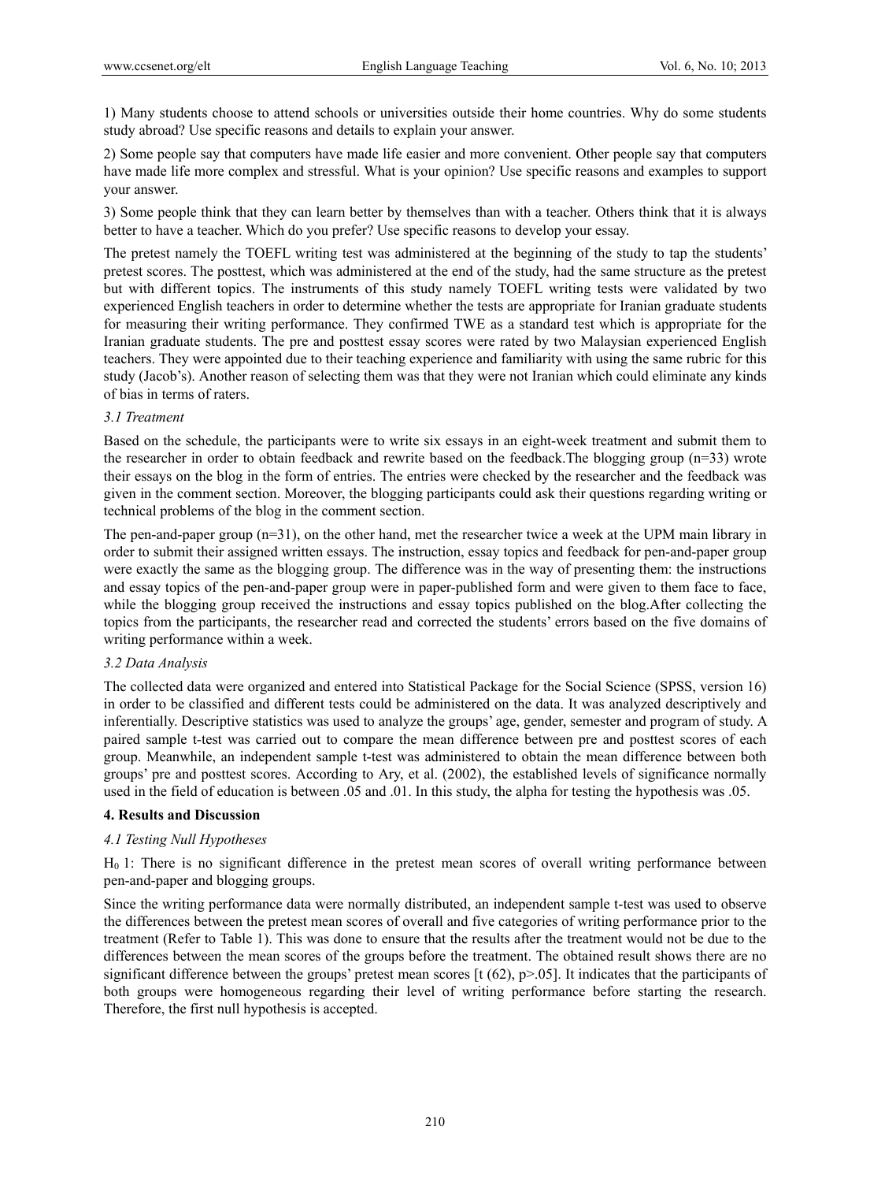1) Many students choose to attend schools or universities outside their home countries. Why do some students study abroad? Use specific reasons and details to explain your answer.

2) Some people say that computers have made life easier and more convenient. Other people say that computers have made life more complex and stressful. What is your opinion? Use specific reasons and examples to support your answer.

3) Some people think that they can learn better by themselves than with a teacher. Others think that it is always better to have a teacher. Which do you prefer? Use specific reasons to develop your essay.

The pretest namely the TOEFL writing test was administered at the beginning of the study to tap the students' pretest scores. The posttest, which was administered at the end of the study, had the same structure as the pretest but with different topics. The instruments of this study namely TOEFL writing tests were validated by two experienced English teachers in order to determine whether the tests are appropriate for Iranian graduate students for measuring their writing performance. They confirmed TWE as a standard test which is appropriate for the Iranian graduate students. The pre and posttest essay scores were rated by two Malaysian experienced English teachers. They were appointed due to their teaching experience and familiarity with using the same rubric for this study (Jacob's). Another reason of selecting them was that they were not Iranian which could eliminate any kinds of bias in terms of raters.

### *3.1 Treatment*

Based on the schedule, the participants were to write six essays in an eight-week treatment and submit them to the researcher in order to obtain feedback and rewrite based on the feedback.The blogging group (n=33) wrote their essays on the blog in the form of entries. The entries were checked by the researcher and the feedback was given in the comment section. Moreover, the blogging participants could ask their questions regarding writing or technical problems of the blog in the comment section.

The pen-and-paper group (n=31), on the other hand, met the researcher twice a week at the UPM main library in order to submit their assigned written essays. The instruction, essay topics and feedback for pen-and-paper group were exactly the same as the blogging group. The difference was in the way of presenting them: the instructions and essay topics of the pen-and-paper group were in paper-published form and were given to them face to face, while the blogging group received the instructions and essay topics published on the blog.After collecting the topics from the participants, the researcher read and corrected the students' errors based on the five domains of writing performance within a week.

### *3.2 Data Analysis*

The collected data were organized and entered into Statistical Package for the Social Science (SPSS, version 16) in order to be classified and different tests could be administered on the data. It was analyzed descriptively and inferentially. Descriptive statistics was used to analyze the groups' age, gender, semester and program of study. A paired sample t-test was carried out to compare the mean difference between pre and posttest scores of each group. Meanwhile, an independent sample t-test was administered to obtain the mean difference between both groups' pre and posttest scores. According to Ary, et al. (2002), the established levels of significance normally used in the field of education is between .05 and .01. In this study, the alpha for testing the hypothesis was .05.

## **4. Results and Discussion**

### *4.1 Testing Null Hypotheses*

$H_0$ 1: There is no significant difference in the pretest mean scores of overall writing performance between pen-and-paper and blogging groups.

Since the writing performance data were normally distributed, an independent sample t-test was used to observe the differences between the pretest mean scores of overall and five categories of writing performance prior to the treatment (Refer to Table 1). This was done to ensure that the results after the treatment would not be due to the differences between the mean scores of the groups before the treatment. The obtained result shows there are no significant difference between the groups' pretest mean scores [$t$ (62), $p>.05$]. It indicates that the participants of both groups were homogeneous regarding their level of writing performance before starting the research. Therefore, the first null hypothesis is accepted.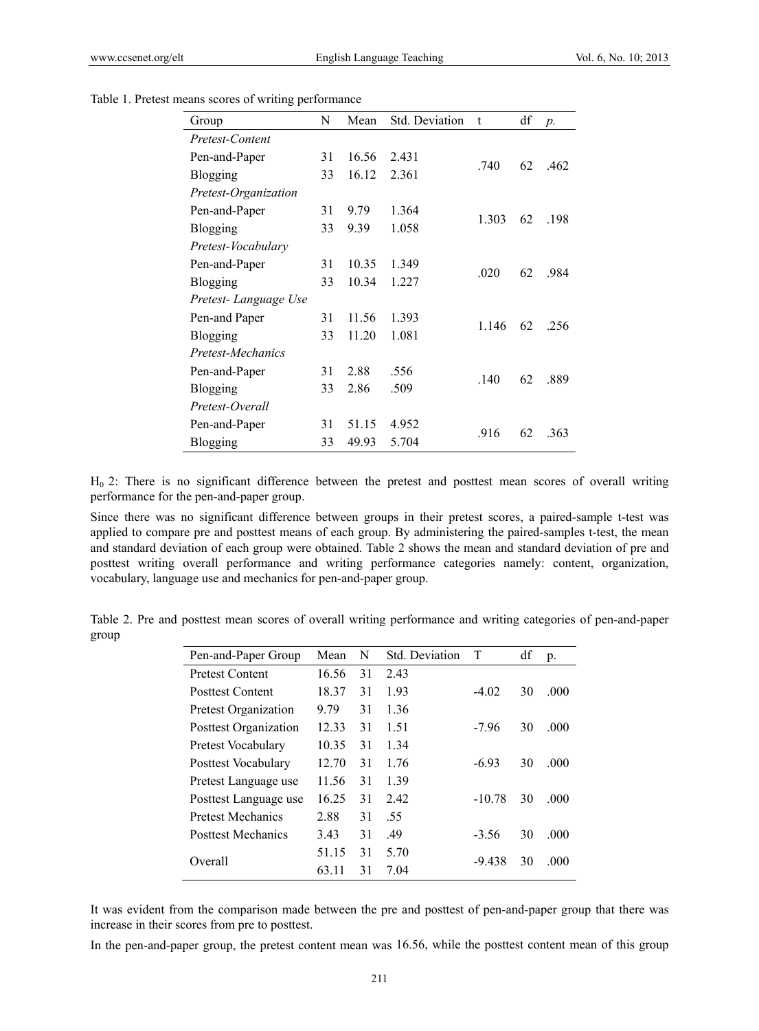Table 1. Pretest means scores of writing performance

| Group | N | Mean | Std. Deviation | t | df | *p.* |
|---|---|---|---|---|---|---|
| *Pretest-Content* | | | | | | |
| Pen-and-Paper | 31 | 16.56 | 2.431 | .740 | 62 | .462 |
| Blogging | 33 | 16.12 | 2.361 | | | |
| *Pretest-Organization* | | | | | | |
| Pen-and-Paper | 31 | 9.79 | 1.364 | 1.303 | 62 | .198 |
| Blogging | 33 | 9.39 | 1.058 | | | |
| *Pretest-Vocabulary* | | | | | | |
| Pen-and-Paper | 31 | 10.35 | 1.349 | .020 | 62 | .984 |
| Blogging | 33 | 10.34 | 1.227 | | | |
| *Pretest- Language Use* | | | | | | |
| Pen-and Paper | 31 | 11.56 | 1.393 | 1.146 | 62 | .256 |
| Blogging | 33 | 11.20 | 1.081 | | | |
| *Pretest-Mechanics* | | | | | | |
| Pen-and-Paper | 31 | 2.88 | .556 | .140 | 62 | .889 |
| Blogging | 33 | 2.86 | .509 | | | |
| *Pretest-Overall* | | | | | | |
| Pen-and-Paper | 31 | 51.15 | 4.952 | .916 | 62 | .363 |
| Blogging | 33 | 49.93 | 5.704 | | | |

$H_0$ 2: There is no significant difference between the pretest and posttest mean scores of overall writing performance for the pen-and-paper group.

Since there was no significant difference between groups in their pretest scores, a paired-sample t-test was applied to compare pre and posttest means of each group. By administering the paired-samples t-test, the mean and standard deviation of each group were obtained. Table 2 shows the mean and standard deviation of pre and posttest writing overall performance and writing performance categories namely: content, organization, vocabulary, language use and mechanics for pen-and-paper group.

Table 2. Pre and posttest mean scores of overall writing performance and writing categories of pen-and-paper group

| Pen-and-Paper Group | Mean | N | Std. Deviation | T | df | p. |
|---|---|---|---|---|---|---|
| Pretest Content | 16.56 | 31 | 2.43 | | | |
| Posttest Content | 18.37 | 31 | 1.93 | -4.02 | 30 | .000 |
| Pretest Organization | 9.79 | 31 | 1.36 | | | |
| Posttest Organization | 12.33 | 31 | 1.51 | -7.96 | 30 | .000 |
| Pretest Vocabulary | 10.35 | 31 | 1.34 | | | |
| Posttest Vocabulary | 12.70 | 31 | 1.76 | -6.93 | 30 | .000 |
| Pretest Language use | 11.56 | 31 | 1.39 | | | |
| Posttest Language use | 16.25 | 31 | 2.42 | -10.78 | 30 | .000 |
| Pretest Mechanics | 2.88 | 31 | .55 | | | |
| Posttest Mechanics | 3.43 | 31 | .49 | -3.56 | 30 | .000 |
| Overall | 51.15 | 31 | 5.70 | -9.438 | 30 | .000 |
| | 63.11 | 31 | 7.04 | | | |

It was evident from the comparison made between the pre and posttest of pen-and-paper group that there was increase in their scores from pre to posttest.

In the pen-and-paper group, the pretest content mean was 16.56, while the posttest content mean of this group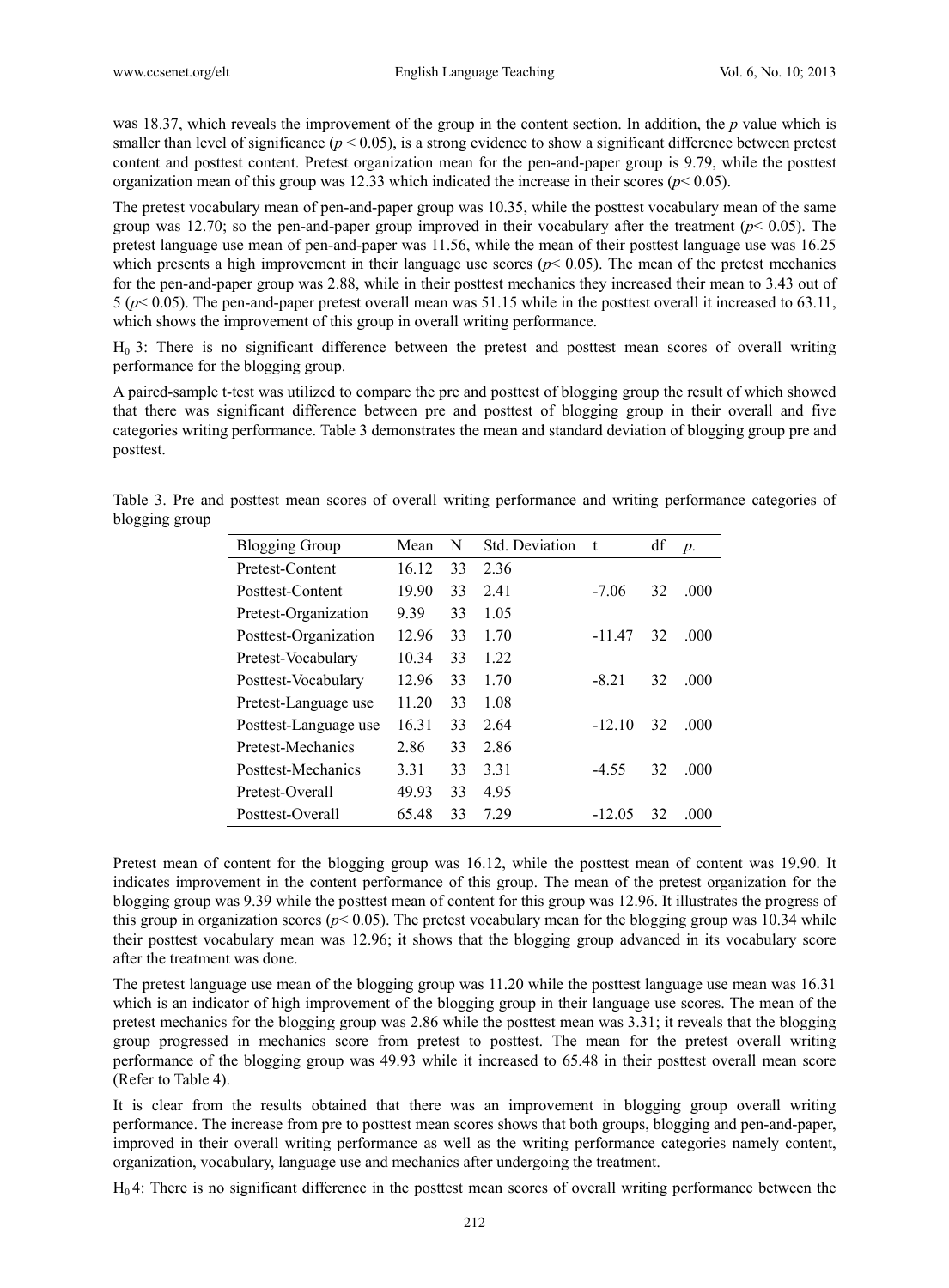was 18.37, which reveals the improvement of the group in the content section. In addition, the *p* value which is smaller than level of significance ($p < 0.05$), is a strong evidence to show a significant difference between pretest content and posttest content. Pretest organization mean for the pen-and-paper group is 9.79, while the posttest organization mean of this group was 12.33 which indicated the increase in their scores ($p< 0.05$).

The pretest vocabulary mean of pen-and-paper group was 10.35, while the posttest vocabulary mean of the same group was 12.70; so the pen-and-paper group improved in their vocabulary after the treatment ($p< 0.05$). The pretest language use mean of pen-and-paper was 11.56, while the mean of their posttest language use was 16.25 which presents a high improvement in their language use scores ($p< 0.05$). The mean of the pretest mechanics for the pen-and-paper group was 2.88, while in their posttest mechanics they increased their mean to 3.43 out of 5 ($p< 0.05$). The pen-and-paper pretest overall mean was 51.15 while in the posttest overall it increased to 63.11, which shows the improvement of this group in overall writing performance.

$H_0$ 3: There is no significant difference between the pretest and posttest mean scores of overall writing performance for the blogging group.

A paired-sample t-test was utilized to compare the pre and posttest of blogging group the result of which showed that there was significant difference between pre and posttest of blogging group in their overall and five categories writing performance. Table 3 demonstrates the mean and standard deviation of blogging group pre and posttest.

Table 3. Pre and posttest mean scores of overall writing performance and writing performance categories of blogging group

| Blogging Group | Mean | N | Std. Deviation | t | df | *p.* |
|---|---|---|---|---|---|---|
| Pretest-Content | 16.12 | 33 | 2.36 | | | |
| Posttest-Content | 19.90 | 33 | 2.41 | -7.06 | 32 | .000 |
| Pretest-Organization | 9.39 | 33 | 1.05 | | | |
| Posttest-Organization | 12.96 | 33 | 1.70 | -11.47 | 32 | .000 |
| Pretest-Vocabulary | 10.34 | 33 | 1.22 | | | |
| Posttest-Vocabulary | 12.96 | 33 | 1.70 | -8.21 | 32 | .000 |
| Pretest-Language use | 11.20 | 33 | 1.08 | | | |
| Posttest-Language use | 16.31 | 33 | 2.64 | -12.10 | 32 | .000 |
| Pretest-Mechanics | 2.86 | 33 | 2.86 | | | |
| Posttest-Mechanics | 3.31 | 33 | 3.31 | -4.55 | 32 | .000 |
| Pretest-Overall | 49.93 | 33 | 4.95 | | | |
| Posttest-Overall | 65.48 | 33 | 7.29 | -12.05 | 32 | .000 |

Pretest mean of content for the blogging group was 16.12, while the posttest mean of content was 19.90. It indicates improvement in the content performance of this group. The mean of the pretest organization for the blogging group was 9.39 while the posttest mean of content for this group was 12.96. It illustrates the progress of this group in organization scores ($p< 0.05$). The pretest vocabulary mean for the blogging group was 10.34 while their posttest vocabulary mean was 12.96; it shows that the blogging group advanced in its vocabulary score after the treatment was done.

The pretest language use mean of the blogging group was 11.20 while the posttest language use mean was 16.31 which is an indicator of high improvement of the blogging group in their language use scores. The mean of the pretest mechanics for the blogging group was 2.86 while the posttest mean was 3.31; it reveals that the blogging group progressed in mechanics score from pretest to posttest. The mean for the pretest overall writing performance of the blogging group was 49.93 while it increased to 65.48 in their posttest overall mean score (Refer to Table 4).

It is clear from the results obtained that there was an improvement in blogging group overall writing performance. The increase from pre to posttest mean scores shows that both groups, blogging and pen-and-paper, improved in their overall writing performance as well as the writing performance categories namely content, organization, vocabulary, language use and mechanics after undergoing the treatment.

$H_0$ 4: There is no significant difference in the posttest mean scores of overall writing performance between the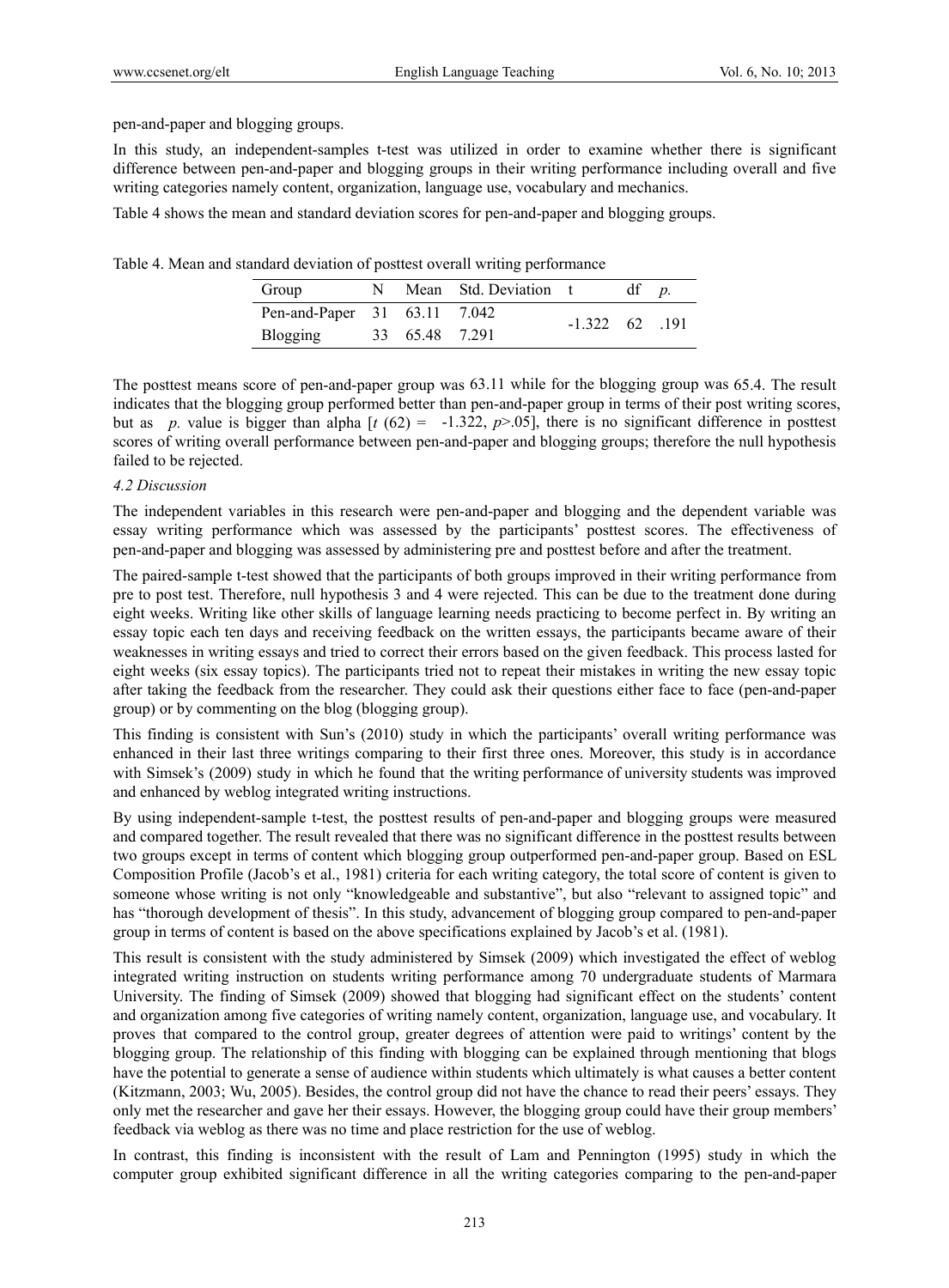pen-and-paper and blogging groups.

In this study, an independent-samples t-test was utilized in order to examine whether there is significant difference between pen-and-paper and blogging groups in their writing performance including overall and five writing categories namely content, organization, language use, vocabulary and mechanics.

Table 4 shows the mean and standard deviation scores for pen-and-paper and blogging groups.

Table 4. Mean and standard deviation of posttest overall writing performance

| Group | N | Mean | Std. Deviation | t | df | *p.* |
|---|---|---|---|---|---|---|
| Pen-and-Paper | 31 | 63.11 | 7.042 | -1.322 | 62 | .191 |
| Blogging | 33 | 65.48 | 7.291 | | | |

The posttest means score of pen-and-paper group was 63.11 while for the blogging group was 65.4. The result indicates that the blogging group performed better than pen-and-paper group in terms of their post writing scores, but as *p.* value is bigger than alpha [$t$ (62) = -1.322, $p$>.05], there is no significant difference in posttest scores of writing overall performance between pen-and-paper and blogging groups; therefore the null hypothesis failed to be rejected.

*4.2 Discussion*

The independent variables in this research were pen-and-paper and blogging and the dependent variable was essay writing performance which was assessed by the participants' posttest scores. The effectiveness of pen-and-paper and blogging was assessed by administering pre and posttest before and after the treatment.

The paired-sample t-test showed that the participants of both groups improved in their writing performance from pre to post test. Therefore, null hypothesis 3 and 4 were rejected. This can be due to the treatment done during eight weeks. Writing like other skills of language learning needs practicing to become perfect in. By writing an essay topic each ten days and receiving feedback on the written essays, the participants became aware of their weaknesses in writing essays and tried to correct their errors based on the given feedback. This process lasted for eight weeks (six essay topics). The participants tried not to repeat their mistakes in writing the new essay topic after taking the feedback from the researcher. They could ask their questions either face to face (pen-and-paper group) or by commenting on the blog (blogging group).

This finding is consistent with Sun's (2010) study in which the participants' overall writing performance was enhanced in their last three writings comparing to their first three ones. Moreover, this study is in accordance with Simsek's (2009) study in which he found that the writing performance of university students was improved and enhanced by weblog integrated writing instructions.

By using independent-sample t-test, the posttest results of pen-and-paper and blogging groups were measured and compared together. The result revealed that there was no significant difference in the posttest results between two groups except in terms of content which blogging group outperformed pen-and-paper group. Based on ESL Composition Profile (Jacob's et al., 1981) criteria for each writing category, the total score of content is given to someone whose writing is not only "knowledgeable and substantive", but also "relevant to assigned topic" and has "thorough development of thesis". In this study, advancement of blogging group compared to pen-and-paper group in terms of content is based on the above specifications explained by Jacob's et al. (1981).

This result is consistent with the study administered by Simsek (2009) which investigated the effect of weblog integrated writing instruction on students writing performance among 70 undergraduate students of Marmara University. The finding of Simsek (2009) showed that blogging had significant effect on the students' content and organization among five categories of writing namely content, organization, language use, and vocabulary. It proves that compared to the control group, greater degrees of attention were paid to writings' content by the blogging group. The relationship of this finding with blogging can be explained through mentioning that blogs have the potential to generate a sense of audience within students which ultimately is what causes a better content (Kitzmann, 2003; Wu, 2005). Besides, the control group did not have the chance to read their peers' essays. They only met the researcher and gave her their essays. However, the blogging group could have their group members' feedback via weblog as there was no time and place restriction for the use of weblog.

In contrast, this finding is inconsistent with the result of Lam and Pennington (1995) study in which the computer group exhibited significant difference in all the writing categories comparing to the pen-and-paper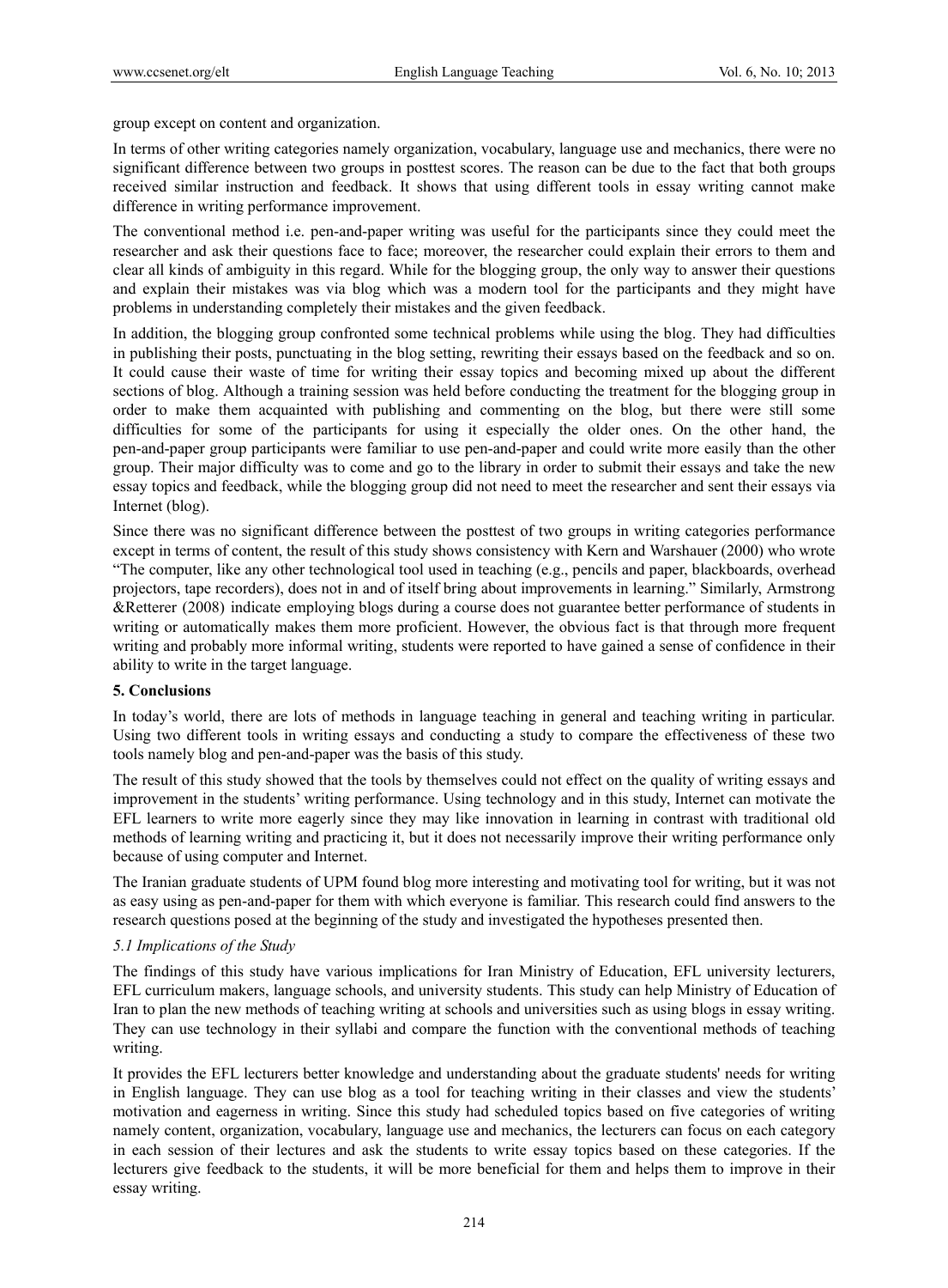group except on content and organization.

In terms of other writing categories namely organization, vocabulary, language use and mechanics, there were no significant difference between two groups in posttest scores. The reason can be due to the fact that both groups received similar instruction and feedback. It shows that using different tools in essay writing cannot make difference in writing performance improvement.

The conventional method i.e. pen-and-paper writing was useful for the participants since they could meet the researcher and ask their questions face to face; moreover, the researcher could explain their errors to them and clear all kinds of ambiguity in this regard. While for the blogging group, the only way to answer their questions and explain their mistakes was via blog which was a modern tool for the participants and they might have problems in understanding completely their mistakes and the given feedback.

In addition, the blogging group confronted some technical problems while using the blog. They had difficulties in publishing their posts, punctuating in the blog setting, rewriting their essays based on the feedback and so on. It could cause their waste of time for writing their essay topics and becoming mixed up about the different sections of blog. Although a training session was held before conducting the treatment for the blogging group in order to make them acquainted with publishing and commenting on the blog, but there were still some difficulties for some of the participants for using it especially the older ones. On the other hand, the pen-and-paper group participants were familiar to use pen-and-paper and could write more easily than the other group. Their major difficulty was to come and go to the library in order to submit their essays and take the new essay topics and feedback, while the blogging group did not need to meet the researcher and sent their essays via Internet (blog).

Since there was no significant difference between the posttest of two groups in writing categories performance except in terms of content, the result of this study shows consistency with Kern and Warshauer (2000) who wrote "The computer, like any other technological tool used in teaching (e.g., pencils and paper, blackboards, overhead projectors, tape recorders), does not in and of itself bring about improvements in learning." Similarly, Armstrong &Retterer (2008) indicate employing blogs during a course does not guarantee better performance of students in writing or automatically makes them more proficient. However, the obvious fact is that through more frequent writing and probably more informal writing, students were reported to have gained a sense of confidence in their ability to write in the target language.

## 5. Conclusions

In today's world, there are lots of methods in language teaching in general and teaching writing in particular. Using two different tools in writing essays and conducting a study to compare the effectiveness of these two tools namely blog and pen-and-paper was the basis of this study.

The result of this study showed that the tools by themselves could not effect on the quality of writing essays and improvement in the students' writing performance. Using technology and in this study, Internet can motivate the EFL learners to write more eagerly since they may like innovation in learning in contrast with traditional old methods of learning writing and practicing it, but it does not necessarily improve their writing performance only because of using computer and Internet.

The Iranian graduate students of UPM found blog more interesting and motivating tool for writing, but it was not as easy using as pen-and-paper for them with which everyone is familiar. This research could find answers to the research questions posed at the beginning of the study and investigated the hypotheses presented then.

### *5.1 Implications of the Study*

The findings of this study have various implications for Iran Ministry of Education, EFL university lecturers, EFL curriculum makers, language schools, and university students. This study can help Ministry of Education of Iran to plan the new methods of teaching writing at schools and universities such as using blogs in essay writing. They can use technology in their syllabi and compare the function with the conventional methods of teaching writing.

It provides the EFL lecturers better knowledge and understanding about the graduate students' needs for writing in English language. They can use blog as a tool for teaching writing in their classes and view the students' motivation and eagerness in writing. Since this study had scheduled topics based on five categories of writing namely content, organization, vocabulary, language use and mechanics, the lecturers can focus on each category in each session of their lectures and ask the students to write essay topics based on these categories. If the lecturers give feedback to the students, it will be more beneficial for them and helps them to improve in their essay writing.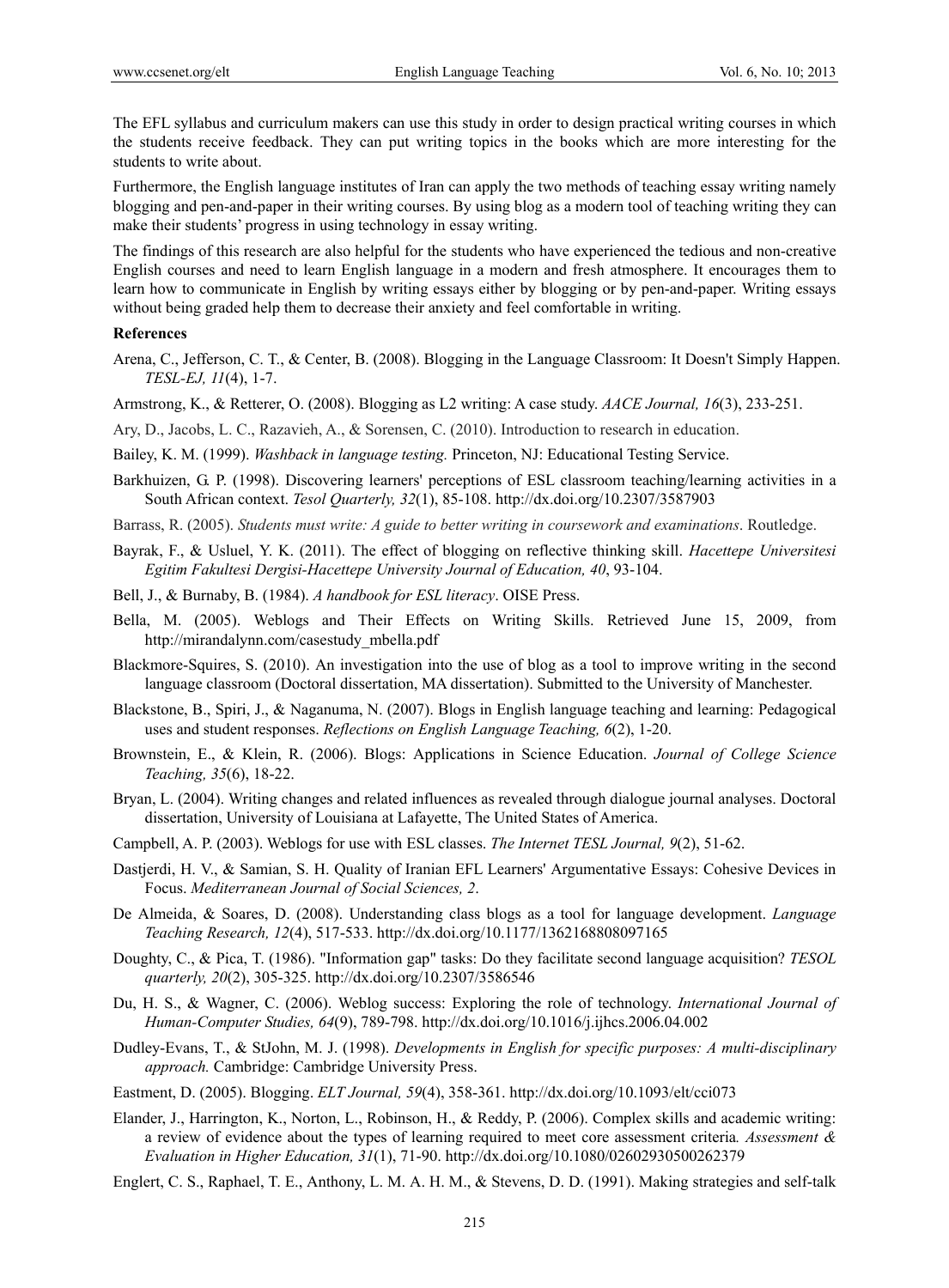The EFL syllabus and curriculum makers can use this study in order to design practical writing courses in which the students receive feedback. They can put writing topics in the books which are more interesting for the students to write about.

Furthermore, the English language institutes of Iran can apply the two methods of teaching essay writing namely blogging and pen-and-paper in their writing courses. By using blog as a modern tool of teaching writing they can make their students' progress in using technology in essay writing.

The findings of this research are also helpful for the students who have experienced the tedious and non-creative English courses and need to learn English language in a modern and fresh atmosphere. It encourages them to learn how to communicate in English by writing essays either by blogging or by pen-and-paper. Writing essays without being graded help them to decrease their anxiety and feel comfortable in writing.

**References**

Arena, C., Jefferson, C. T., & Center, B. (2008). Blogging in the Language Classroom: It Doesn't Simply Happen. *TESL-EJ, 11*(4), 1-7.

Armstrong, K., & Retterer, O. (2008). Blogging as L2 writing: A case study. *AACE Journal, 16*(3), 233-251.

Ary, D., Jacobs, L. C., Razavieh, A., & Sorensen, C. (2010). Introduction to research in education.

Bailey, K. M. (1999). *Washback in language testing.* Princeton, NJ: Educational Testing Service.

Barkhuizen, G. P. (1998). Discovering learners' perceptions of ESL classroom teaching/learning activities in a South African context. *Tesol Quarterly, 32*(1), 85-108. http://dx.doi.org/10.2307/3587903

Barrass, R. (2005). *Students must write: A guide to better writing in coursework and examinations*. Routledge.

Bayrak, F., & Usluel, Y. K. (2011). The effect of blogging on reflective thinking skill. *Hacettepe Universitesi Egitim Fakultesi Dergisi-Hacettepe University Journal of Education, 40*, 93-104.

Bell, J., & Burnaby, B. (1984). *A handbook for ESL literacy*. OISE Press.

Bella, M. (2005). Weblogs and Their Effects on Writing Skills. Retrieved June 15, 2009, from http://mirandalynn.com/casestudy_mbella.pdf

Blackmore-Squires, S. (2010). An investigation into the use of blog as a tool to improve writing in the second language classroom (Doctoral dissertation, MA dissertation). Submitted to the University of Manchester.

Blackstone, B., Spiri, J., & Naganuma, N. (2007). Blogs in English language teaching and learning: Pedagogical uses and student responses. *Reflections on English Language Teaching, 6*(2), 1-20.

Brownstein, E., & Klein, R. (2006). Blogs: Applications in Science Education. *Journal of College Science Teaching, 35*(6), 18-22.

Bryan, L. (2004). Writing changes and related influences as revealed through dialogue journal analyses. Doctoral dissertation, University of Louisiana at Lafayette, The United States of America.

Campbell, A. P. (2003). Weblogs for use with ESL classes. *The Internet TESL Journal, 9*(2), 51-62.

Dastjerdi, H. V., & Samian, S. H. Quality of Iranian EFL Learners' Argumentative Essays: Cohesive Devices in Focus. *Mediterranean Journal of Social Sciences, 2*.

De Almeida, & Soares, D. (2008). Understanding class blogs as a tool for language development. *Language Teaching Research, 12*(4), 517-533. http://dx.doi.org/10.1177/1362168808097165

Doughty, C., & Pica, T. (1986). "Information gap" tasks: Do they facilitate second language acquisition? *TESOL quarterly, 20*(2), 305-325. http://dx.doi.org/10.2307/3586546

Du, H. S., & Wagner, C. (2006). Weblog success: Exploring the role of technology. *International Journal of Human-Computer Studies, 64*(9), 789-798. http://dx.doi.org/10.1016/j.ijhcs.2006.04.002

Dudley-Evans, T., & StJohn, M. J. (1998). *Developments in English for specific purposes: A multi-disciplinary approach.* Cambridge: Cambridge University Press.

Eastment, D. (2005). Blogging. *ELT Journal, 59*(4), 358-361. http://dx.doi.org/10.1093/elt/cci073

Elander, J., Harrington, K., Norton, L., Robinson, H., & Reddy, P. (2006). Complex skills and academic writing: a review of evidence about the types of learning required to meet core assessment criteria*. Assessment & Evaluation in Higher Education, 31*(1), 71-90. http://dx.doi.org/10.1080/02602930500262379

Englert, C. S., Raphael, T. E., Anthony, L. M. A. H. M., & Stevens, D. D. (1991). Making strategies and self-talk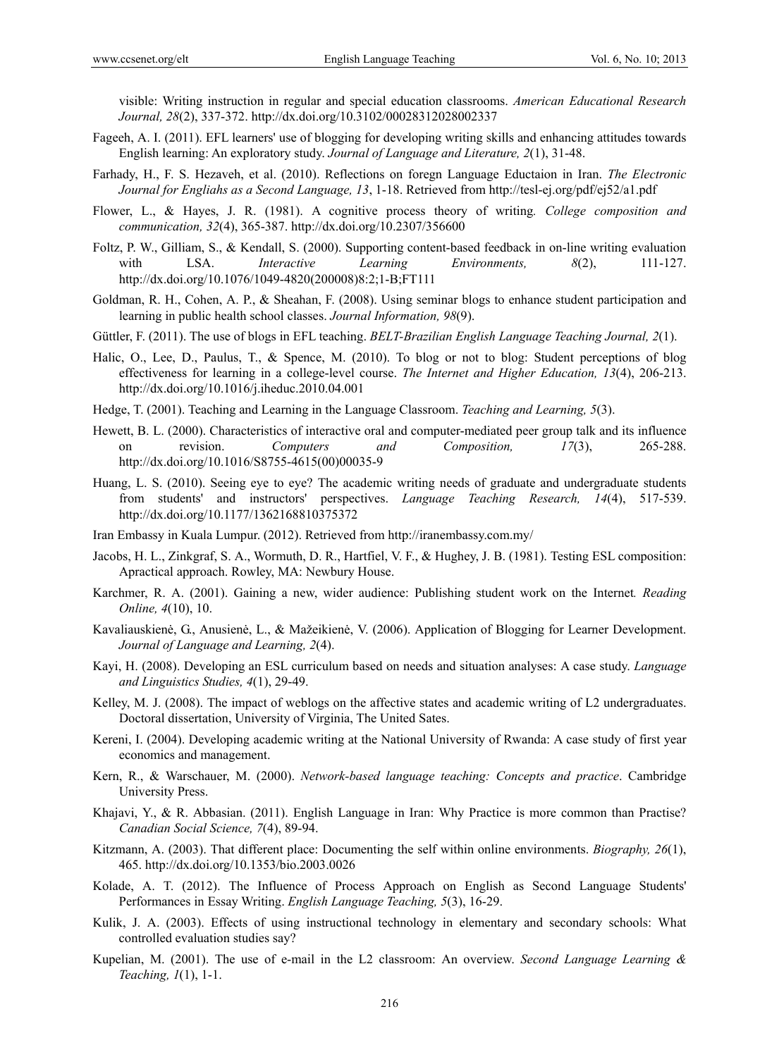visible: Writing instruction in regular and special education classrooms. *American Educational Research Journal, 28*(2), 337-372. http://dx.doi.org/10.3102/00028312028002337

Fageeh, A. I. (2011). EFL learners' use of blogging for developing writing skills and enhancing attitudes towards English learning: An exploratory study. *Journal of Language and Literature, 2*(1), 31-48.

Farhady, H., F. S. Hezaveh, et al. (2010). Reflections on foregn Language Eductaion in Iran. *The Electronic Journal for Engliahs as a Second Language, 13*, 1-18. Retrieved from http://tesl-ej.org/pdf/ej52/a1.pdf

Flower, L., & Hayes, J. R. (1981). A cognitive process theory of writing. *College composition and communication, 32*(4), 365-387. http://dx.doi.org/10.2307/356600

Foltz, P. W., Gilliam, S., & Kendall, S. (2000). Supporting content-based feedback in on-line writing evaluation with LSA. *Interactive Learning Environments, 8*(2), 111-127. http://dx.doi.org/10.1076/1049-4820(200008)8:2;1-B;FT111

Goldman, R. H., Cohen, A. P., & Sheahan, F. (2008). Using seminar blogs to enhance student participation and learning in public health school classes. *Journal Information, 98*(9).

Güttler, F. (2011). The use of blogs in EFL teaching. *BELT-Brazilian English Language Teaching Journal, 2*(1).

Halic, O., Lee, D., Paulus, T., & Spence, M. (2010). To blog or not to blog: Student perceptions of blog effectiveness for learning in a college-level course. *The Internet and Higher Education, 13*(4), 206-213. http://dx.doi.org/10.1016/j.iheduc.2010.04.001

Hedge, T. (2001). Teaching and Learning in the Language Classroom. *Teaching and Learning, 5*(3).

Hewett, B. L. (2000). Characteristics of interactive oral and computer-mediated peer group talk and its influence on revision. *Computers and Composition, 17*(3), 265-288. http://dx.doi.org/10.1016/S8755-4615(00)00035-9

Huang, L. S. (2010). Seeing eye to eye? The academic writing needs of graduate and undergraduate students from students' and instructors' perspectives. *Language Teaching Research, 14*(4), 517-539. http://dx.doi.org/10.1177/1362168810375372

Iran Embassy in Kuala Lumpur. (2012). Retrieved from http://iranembassy.com.my/

Jacobs, H. L., Zinkgraf, S. A., Wormuth, D. R., Hartfiel, V. F., & Hughey, J. B. (1981). Testing ESL composition: Apractical approach. Rowley, MA: Newbury House.

Karchmer, R. A. (2001). Gaining a new, wider audience: Publishing student work on the Internet. *Reading Online, 4*(10), 10.

Kavaliauskienė, G., Anusienė, L., & Mažeikienė, V. (2006). Application of Blogging for Learner Development. *Journal of Language and Learning, 2*(4).

Kayi, H. (2008). Developing an ESL curriculum based on needs and situation analyses: A case study. *Language and Linguistics Studies, 4*(1), 29-49.

Kelley, M. J. (2008). The impact of weblogs on the affective states and academic writing of L2 undergraduates. Doctoral dissertation, University of Virginia, The United Sates.

Kereni, I. (2004). Developing academic writing at the National University of Rwanda: A case study of first year economics and management.

Kern, R., & Warschauer, M. (2000). *Network-based language teaching: Concepts and practice*. Cambridge University Press.

Khajavi, Y., & R. Abbasian. (2011). English Language in Iran: Why Practice is more common than Practise? *Canadian Social Science, 7*(4), 89-94.

Kitzmann, A. (2003). That different place: Documenting the self within online environments. *Biography, 26*(1), 465. http://dx.doi.org/10.1353/bio.2003.0026

Kolade, A. T. (2012). The Influence of Process Approach on English as Second Language Students' Performances in Essay Writing. *English Language Teaching, 5*(3), 16-29.

Kulik, J. A. (2003). Effects of using instructional technology in elementary and secondary schools: What controlled evaluation studies say?

Kupelian, M. (2001). The use of e-mail in the L2 classroom: An overview. *Second Language Learning & Teaching, 1*(1), 1-1.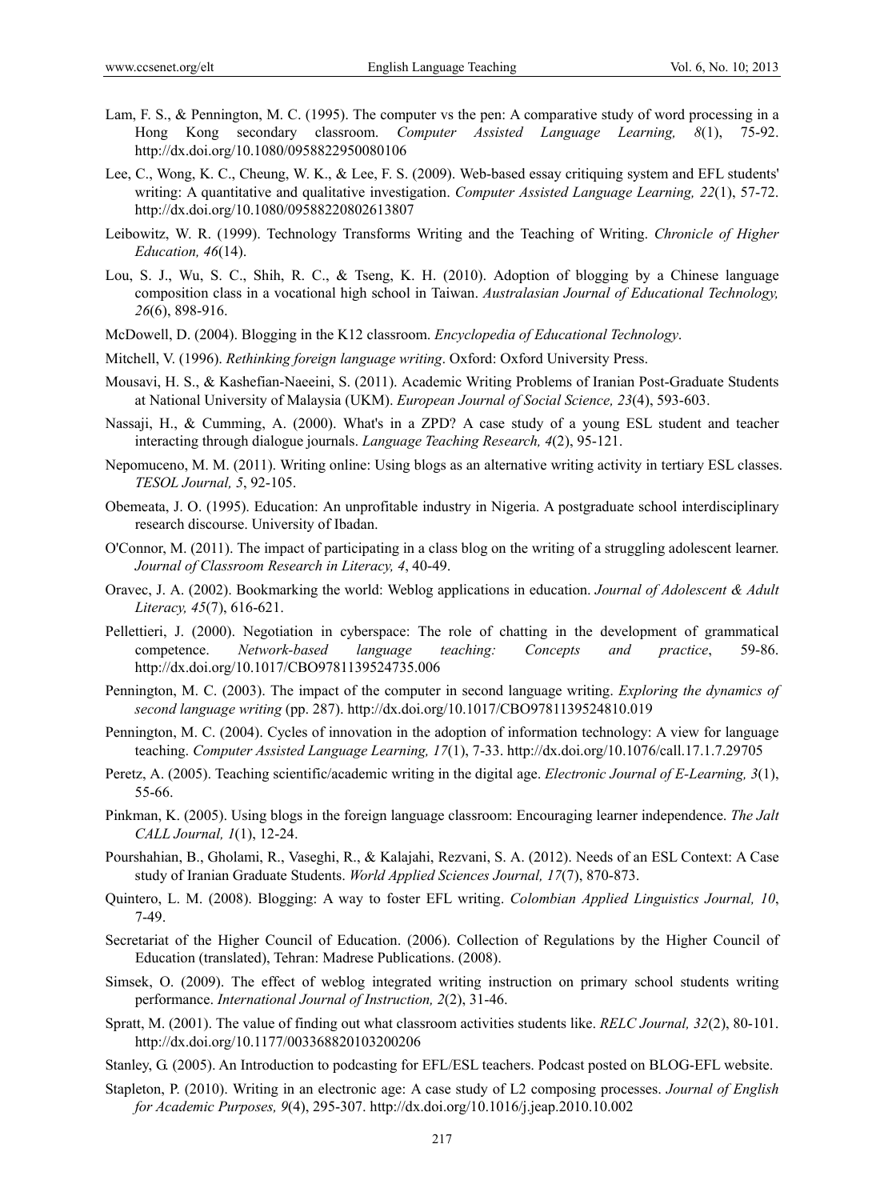Lam, F. S., & Pennington, M. C. (1995). The computer vs the pen: A comparative study of word processing in a Hong Kong secondary classroom. *Computer Assisted Language Learning, 8*(1), 75-92. http://dx.doi.org/10.1080/0958822950080106

Lee, C., Wong, K. C., Cheung, W. K., & Lee, F. S. (2009). Web-based essay critiquing system and EFL students' writing: A quantitative and qualitative investigation. *Computer Assisted Language Learning, 22*(1), 57-72. http://dx.doi.org/10.1080/09588220802613807

Leibowitz, W. R. (1999). Technology Transforms Writing and the Teaching of Writing. *Chronicle of Higher Education, 46*(14).

Lou, S. J., Wu, S. C., Shih, R. C., & Tseng, K. H. (2010). Adoption of blogging by a Chinese language composition class in a vocational high school in Taiwan. *Australasian Journal of Educational Technology, 26*(6), 898-916.

McDowell, D. (2004). Blogging in the K12 classroom. *Encyclopedia of Educational Technology*.

Mitchell, V. (1996). *Rethinking foreign language writing*. Oxford: Oxford University Press.

Mousavi, H. S., & Kashefian-Naeeini, S. (2011). Academic Writing Problems of Iranian Post-Graduate Students at National University of Malaysia (UKM). *European Journal of Social Science, 23*(4), 593-603.

Nassaji, H., & Cumming, A. (2000). What's in a ZPD? A case study of a young ESL student and teacher interacting through dialogue journals. *Language Teaching Research, 4*(2), 95-121.

Nepomuceno, M. M. (2011). Writing online: Using blogs as an alternative writing activity in tertiary ESL classes. *TESOL Journal, 5*, 92-105.

Obemeata, J. O. (1995). Education: An unprofitable industry in Nigeria. A postgraduate school interdisciplinary research discourse. University of Ibadan.

O'Connor, M. (2011). The impact of participating in a class blog on the writing of a struggling adolescent learner. *Journal of Classroom Research in Literacy, 4*, 40-49.

Oravec, J. A. (2002). Bookmarking the world: Weblog applications in education. *Journal of Adolescent & Adult Literacy, 45*(7), 616-621.

Pellettieri, J. (2000). Negotiation in cyberspace: The role of chatting in the development of grammatical competence. *Network-based language teaching: Concepts and practice*, 59-86. http://dx.doi.org/10.1017/CBO9781139524735.006

Pennington, M. C. (2003). The impact of the computer in second language writing. *Exploring the dynamics of second language writing* (pp. 287). http://dx.doi.org/10.1017/CBO9781139524810.019

Pennington, M. C. (2004). Cycles of innovation in the adoption of information technology: A view for language teaching. *Computer Assisted Language Learning, 17*(1), 7-33. http://dx.doi.org/10.1076/call.17.1.7.29705

Peretz, A. (2005). Teaching scientific/academic writing in the digital age. *Electronic Journal of E-Learning, 3*(1), 55-66.

Pinkman, K. (2005). Using blogs in the foreign language classroom: Encouraging learner independence. *The Jalt CALL Journal, 1*(1), 12-24.

Pourshahian, B., Gholami, R., Vaseghi, R., & Kalajahi, Rezvani, S. A. (2012). Needs of an ESL Context: A Case study of Iranian Graduate Students. *World Applied Sciences Journal, 17*(7), 870-873.

Quintero, L. M. (2008). Blogging: A way to foster EFL writing. *Colombian Applied Linguistics Journal, 10*, 7-49.

Secretariat of the Higher Council of Education. (2006). Collection of Regulations by the Higher Council of Education (translated), Tehran: Madrese Publications. (2008).

Simsek, O. (2009). The effect of weblog integrated writing instruction on primary school students writing performance. *International Journal of Instruction, 2*(2), 31-46.

Spratt, M. (2001). The value of finding out what classroom activities students like. *RELC Journal, 32*(2), 80-101. http://dx.doi.org/10.1177/003368820103200206

Stanley, G. (2005). An Introduction to podcasting for EFL/ESL teachers. Podcast posted on BLOG-EFL website.

Stapleton, P. (2010). Writing in an electronic age: A case study of L2 composing processes. *Journal of English for Academic Purposes, 9*(4), 295-307. http://dx.doi.org/10.1016/j.jeap.2010.10.002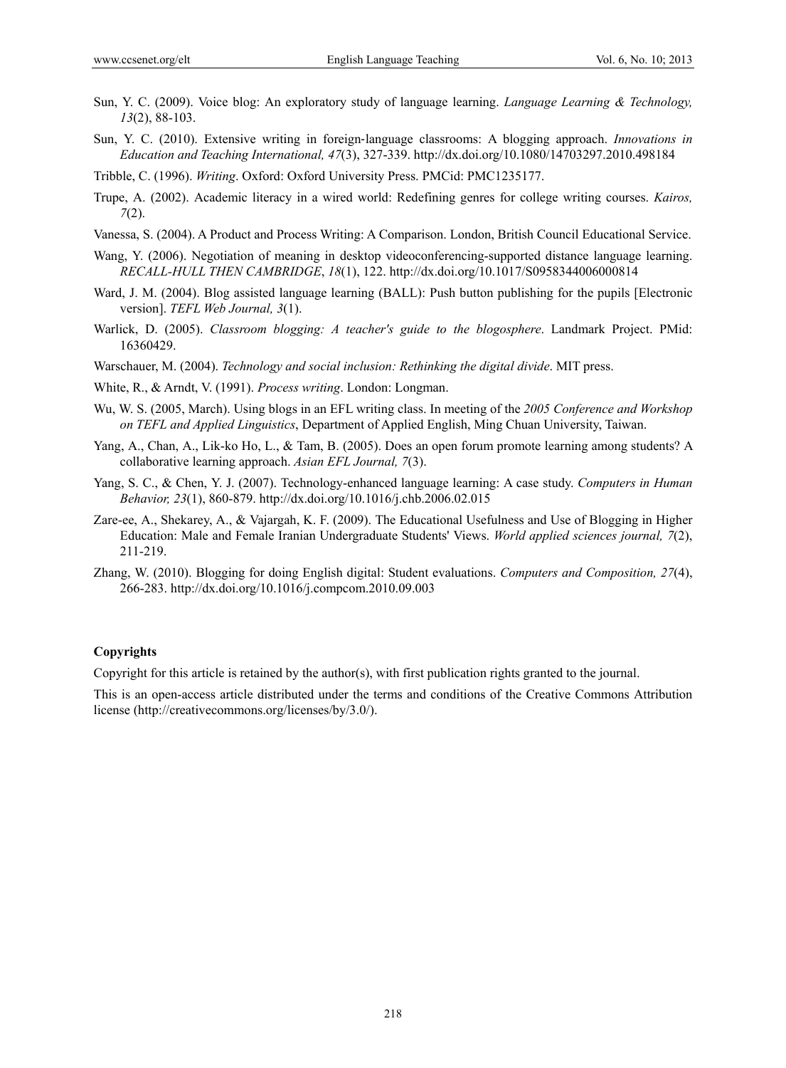Sun, Y. C. (2009). Voice blog: An exploratory study of language learning. *Language Learning & Technology, 13*(2), 88-103.

Sun, Y. C. (2010). Extensive writing in foreign‐language classrooms: A blogging approach. *Innovations in Education and Teaching International, 47*(3), 327-339. http://dx.doi.org/10.1080/14703297.2010.498184

Tribble, C. (1996). *Writing*. Oxford: Oxford University Press. PMCid: PMC1235177.

Trupe, A. (2002). Academic literacy in a wired world: Redefining genres for college writing courses. *Kairos, 7*(2).

Vanessa, S. (2004). A Product and Process Writing: A Comparison. London, British Council Educational Service.

Wang, Y. (2006). Negotiation of meaning in desktop videoconferencing-supported distance language learning. *RECALL-HULL THEN CAMBRIDGE*, *18*(1), 122. http://dx.doi.org/10.1017/S0958344006000814

Ward, J. M. (2004). Blog assisted language learning (BALL): Push button publishing for the pupils [Electronic version]. *TEFL Web Journal, 3*(1).

Warlick, D. (2005). *Classroom blogging: A teacher's guide to the blogosphere*. Landmark Project. PMid: 16360429.

Warschauer, M. (2004). *Technology and social inclusion: Rethinking the digital divide*. MIT press.

White, R., & Arndt, V. (1991). *Process writing*. London: Longman.

Wu, W. S. (2005, March). Using blogs in an EFL writing class. In meeting of the *2005 Conference and Workshop on TEFL and Applied Linguistics*, Department of Applied English, Ming Chuan University, Taiwan.

Yang, A., Chan, A., Lik-ko Ho, L., & Tam, B. (2005). Does an open forum promote learning among students? A collaborative learning approach. *Asian EFL Journal, 7*(3).

Yang, S. C., & Chen, Y. J. (2007). Technology-enhanced language learning: A case study. *Computers in Human Behavior, 23*(1), 860-879. http://dx.doi.org/10.1016/j.chb.2006.02.015

Zare-ee, A., Shekarey, A., & Vajargah, K. F. (2009). The Educational Usefulness and Use of Blogging in Higher Education: Male and Female Iranian Undergraduate Students' Views. *World applied sciences journal, 7*(2), 211-219.

Zhang, W. (2010). Blogging for doing English digital: Student evaluations. *Computers and Composition, 27*(4), 266-283. http://dx.doi.org/10.1016/j.compcom.2010.09.003

**Copyrights**

Copyright for this article is retained by the author(s), with first publication rights granted to the journal.

This is an open-access article distributed under the terms and conditions of the Creative Commons Attribution license (http://creativecommons.org/licenses/by/3.0/).